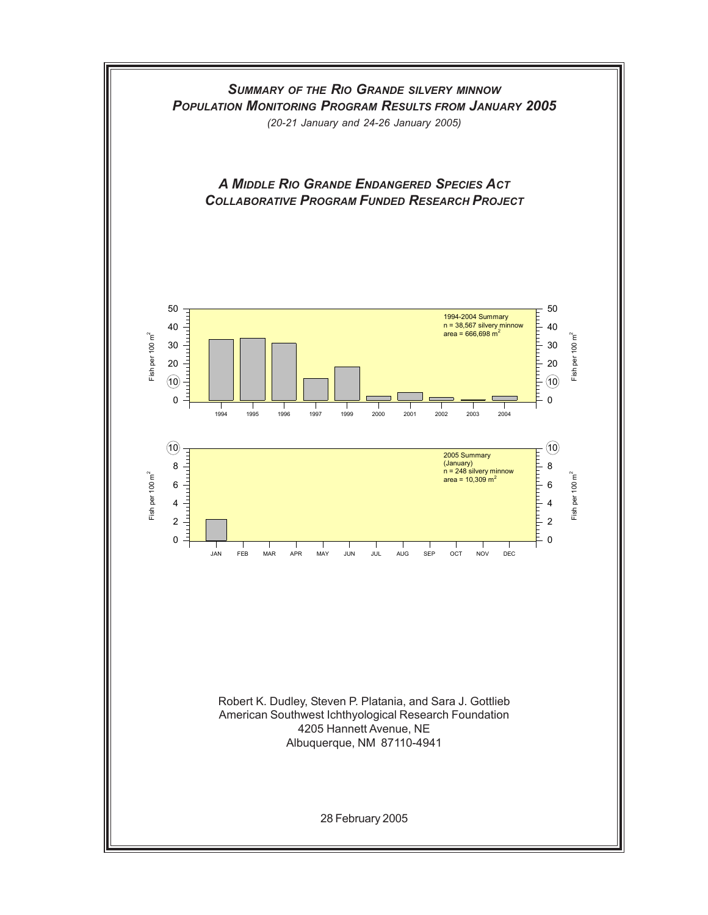# *Summary of the Rio Grande silvery minnow Population Monitoring Program Results from January 2005*

*(20-21 January and 24-26 January 2005)*

## *A Middle Rio Grande Endangered Species Act Collaborative Program Funded Research Project*

1994-2004 Summary
n = 38,567 silvery minnow
area = 666,698 $m^2$

2005 Summary
(January)
n = 248 silvery minnow
area = 10,309 $m^2$

Robert K. Dudley, Steven P. Platania, and Sara J. Gottlieb
American Southwest Ichthyological Research Foundation
4205 Hannett Avenue, NE
Albuquerque, NM 87110-4941

28 February 2005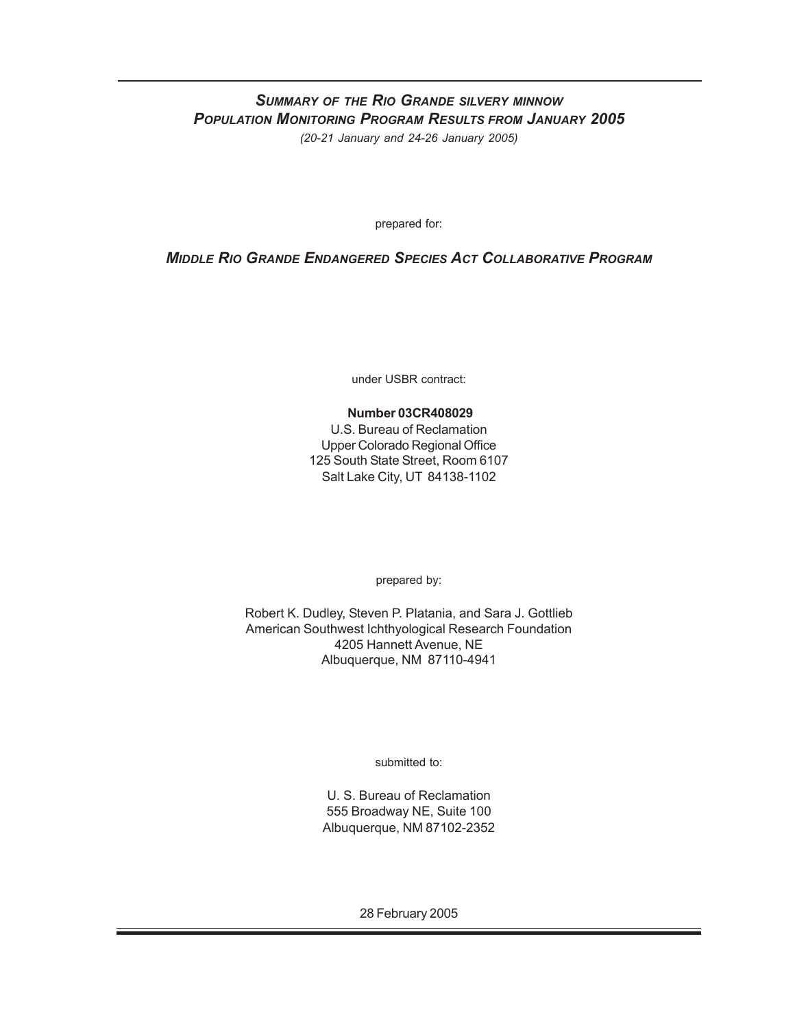# *Summary of the Rio Grande silvery minnow Population Monitoring Program Results from January 2005*

*(20-21 January and 24-26 January 2005)*

prepared for:

## *Middle Rio Grande Endangered Species Act Collaborative Program*

under USBR contract:

**Number 03CR408029**
U.S. Bureau of Reclamation
Upper Colorado Regional Office
125 South State Street, Room 6107
Salt Lake City, UT 84138-1102

prepared by:

Robert K. Dudley, Steven P. Platania, and Sara J. Gottlieb
American Southwest Ichthyological Research Foundation
4205 Hannett Avenue, NE
Albuquerque, NM 87110-4941

submitted to:

U. S. Bureau of Reclamation
555 Broadway NE, Suite 100
Albuquerque, NM 87102-2352

28 February 2005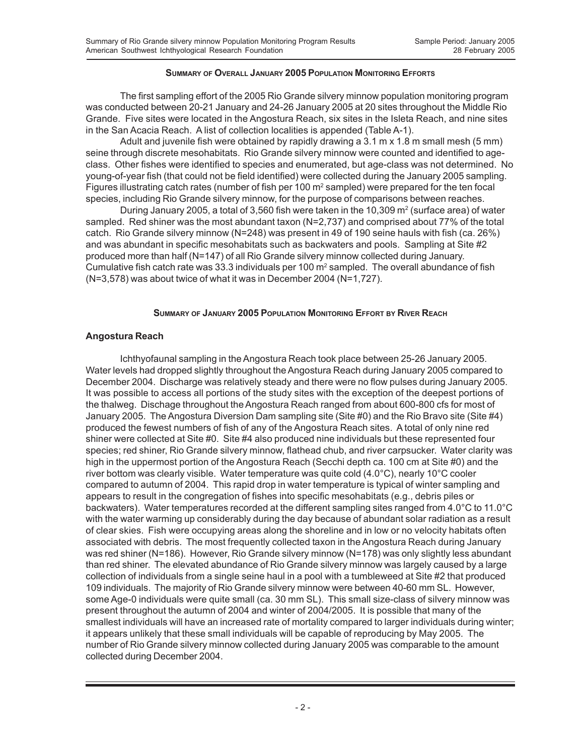### Summary of Overall January 2005 Population Monitoring Efforts

The first sampling effort of the 2005 Rio Grande silvery minnow population monitoring program was conducted between 20-21 January and 24-26 January 2005 at 20 sites throughout the Middle Rio Grande. Five sites were located in the Angostura Reach, six sites in the Isleta Reach, and nine sites in the San Acacia Reach. A list of collection localities is appended (Table A-1).

Adult and juvenile fish were obtained by rapidly drawing a 3.1 m x 1.8 m small mesh (5 mm) seine through discrete mesohabitats. Rio Grande silvery minnow were counted and identified to age-class. Other fishes were identified to species and enumerated, but age-class was not determined. No young-of-year fish (that could not be field identified) were collected during the January 2005 sampling. Figures illustrating catch rates (number of fish per 100 $m^2$ sampled) were prepared for the ten focal species, including Rio Grande silvery minnow, for the purpose of comparisons between reaches.

During January 2005, a total of 3,560 fish were taken in the 10,309 $m^2$ (surface area) of water sampled. Red shiner was the most abundant taxon (N=2,737) and comprised about 77% of the total catch. Rio Grande silvery minnow (N=248) was present in 49 of 190 seine hauls with fish (ca. 26%) and was abundant in specific mesohabitats such as backwaters and pools. Sampling at Site #2 produced more than half (N=147) of all Rio Grande silvery minnow collected during January. Cumulative fish catch rate was 33.3 individuals per 100 $m^2$ sampled. The overall abundance of fish (N=3,578) was about twice of what it was in December 2004 (N=1,727).

### Summary of January 2005 Population Monitoring Effort by River Reach

#### Angostura Reach

Ichthyofaunal sampling in the Angostura Reach took place between 25-26 January 2005. Water levels had dropped slightly throughout the Angostura Reach during January 2005 compared to December 2004. Discharge was relatively steady and there were no flow pulses during January 2005. It was possible to access all portions of the study sites with the exception of the deepest portions of the thalweg. Dischage throughout the Angostura Reach ranged from about 600-800 cfs for most of January 2005. The Angostura Diversion Dam sampling site (Site #0) and the Rio Bravo site (Site #4) produced the fewest numbers of fish of any of the Angostura Reach sites. A total of only nine red shiner were collected at Site #0. Site #4 also produced nine individuals but these represented four species; red shiner, Rio Grande silvery minnow, flathead chub, and river carpsucker. Water clarity was high in the uppermost portion of the Angostura Reach (Secchi depth ca. 100 cm at Site #0) and the river bottom was clearly visible. Water temperature was quite cold (4.0°C), nearly 10°C cooler compared to autumn of 2004. This rapid drop in water temperature is typical of winter sampling and appears to result in the congregation of fishes into specific mesohabitats (e.g., debris piles or backwaters). Water temperatures recorded at the different sampling sites ranged from 4.0°C to 11.0°C with the water warming up considerably during the day because of abundant solar radiation as a result of clear skies. Fish were occupying areas along the shoreline and in low or no velocity habitats often associated with debris. The most frequently collected taxon in the Angostura Reach during January was red shiner (N=186). However, Rio Grande silvery minnow (N=178) was only slightly less abundant than red shiner. The elevated abundance of Rio Grande silvery minnow was largely caused by a large collection of individuals from a single seine haul in a pool with a tumbleweed at Site #2 that produced 109 individuals. The majority of Rio Grande silvery minnow were between 40-60 mm SL. However, some Age-0 individuals were quite small (ca. 30 mm SL). This small size-class of silvery minnow was present throughout the autumn of 2004 and winter of 2004/2005. It is possible that many of the smallest individuals will have an increased rate of mortality compared to larger individuals during winter; it appears unlikely that these small individuals will be capable of reproducing by May 2005. The number of Rio Grande silvery minnow collected during January 2005 was comparable to the amount collected during December 2004.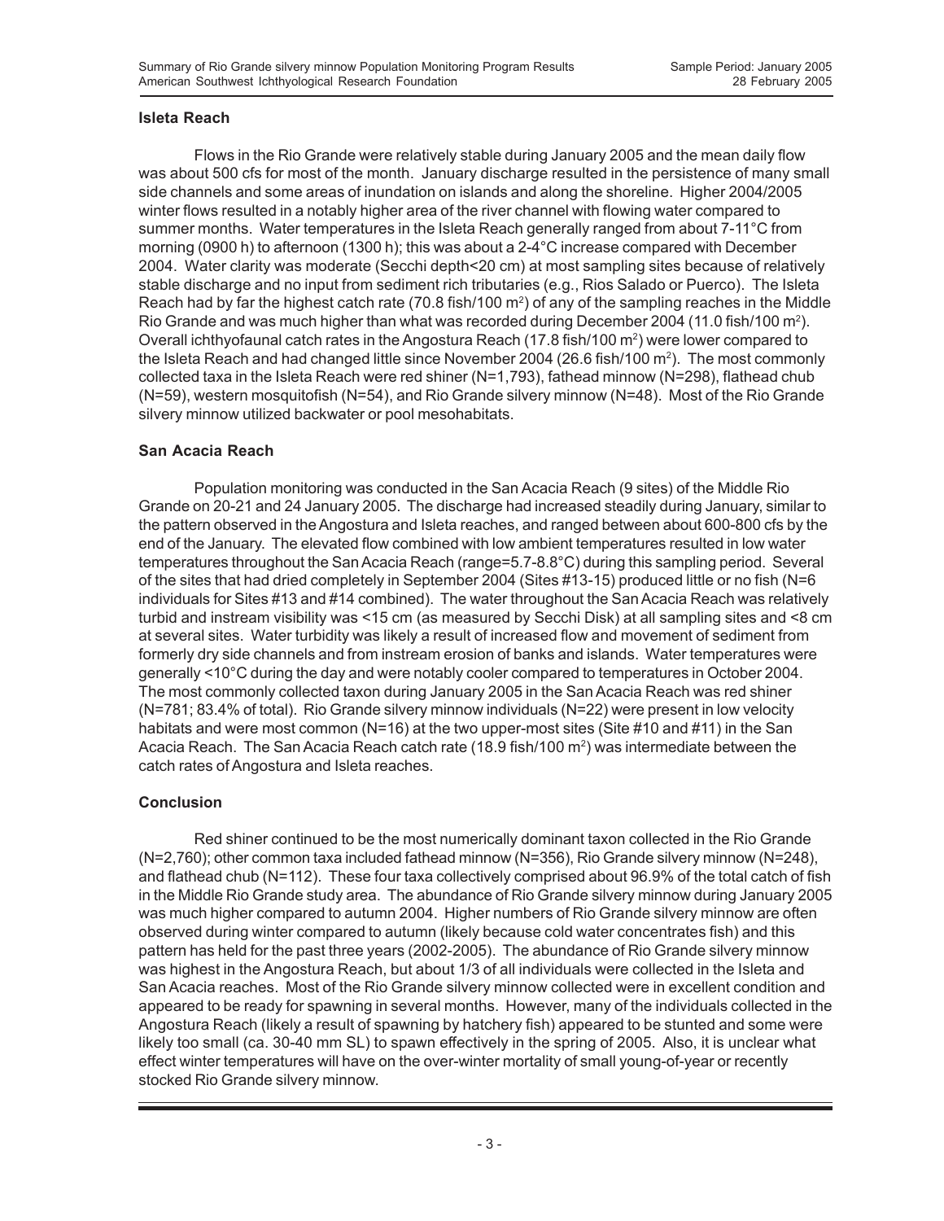### Isleta Reach

Flows in the Rio Grande were relatively stable during January 2005 and the mean daily flow was about 500 cfs for most of the month. January discharge resulted in the persistence of many small side channels and some areas of inundation on islands and along the shoreline. Higher 2004/2005 winter flows resulted in a notably higher area of the river channel with flowing water compared to summer months. Water temperatures in the Isleta Reach generally ranged from about 7-11°C from morning (0900 h) to afternoon (1300 h); this was about a 2-4°C increase compared with December 2004. Water clarity was moderate (Secchi depth<20 cm) at most sampling sites because of relatively stable discharge and no input from sediment rich tributaries (e.g., Rios Salado or Puerco). The Isleta Reach had by far the highest catch rate (70.8 fish/100 $m^2$) of any of the sampling reaches in the Middle Rio Grande and was much higher than what was recorded during December 2004 (11.0 fish/100 $m^2$). Overall ichthyofaunal catch rates in the Angostura Reach (17.8 fish/100 $m^2$) were lower compared to the Isleta Reach and had changed little since November 2004 (26.6 fish/100 $m^2$). The most commonly collected taxa in the Isleta Reach were red shiner (N=1,793), fathead minnow (N=298), flathead chub (N=59), western mosquitofish (N=54), and Rio Grande silvery minnow (N=48). Most of the Rio Grande silvery minnow utilized backwater or pool mesohabitats.

### San Acacia Reach

Population monitoring was conducted in the San Acacia Reach (9 sites) of the Middle Rio Grande on 20-21 and 24 January 2005. The discharge had increased steadily during January, similar to the pattern observed in the Angostura and Isleta reaches, and ranged between about 600-800 cfs by the end of the January. The elevated flow combined with low ambient temperatures resulted in low water temperatures throughout the San Acacia Reach (range=5.7-8.8°C) during this sampling period. Several of the sites that had dried completely in September 2004 (Sites #13-15) produced little or no fish (N=6 individuals for Sites #13 and #14 combined). The water throughout the San Acacia Reach was relatively turbid and instream visibility was <15 cm (as measured by Secchi Disk) at all sampling sites and <8 cm at several sites. Water turbidity was likely a result of increased flow and movement of sediment from formerly dry side channels and from instream erosion of banks and islands. Water temperatures were generally <10°C during the day and were notably cooler compared to temperatures in October 2004. The most commonly collected taxon during January 2005 in the San Acacia Reach was red shiner (N=781; 83.4% of total). Rio Grande silvery minnow individuals (N=22) were present in low velocity habitats and were most common (N=16) at the two upper-most sites (Site #10 and #11) in the San Acacia Reach. The San Acacia Reach catch rate (18.9 fish/100 $m^2$) was intermediate between the catch rates of Angostura and Isleta reaches.

### Conclusion

Red shiner continued to be the most numerically dominant taxon collected in the Rio Grande (N=2,760); other common taxa included fathead minnow (N=356), Rio Grande silvery minnow (N=248), and flathead chub (N=112). These four taxa collectively comprised about 96.9% of the total catch of fish in the Middle Rio Grande study area. The abundance of Rio Grande silvery minnow during January 2005 was much higher compared to autumn 2004. Higher numbers of Rio Grande silvery minnow are often observed during winter compared to autumn (likely because cold water concentrates fish) and this pattern has held for the past three years (2002-2005). The abundance of Rio Grande silvery minnow was highest in the Angostura Reach, but about 1/3 of all individuals were collected in the Isleta and San Acacia reaches. Most of the Rio Grande silvery minnow collected were in excellent condition and appeared to be ready for spawning in several months. However, many of the individuals collected in the Angostura Reach (likely a result of spawning by hatchery fish) appeared to be stunted and some were likely too small (ca. 30-40 mm SL) to spawn effectively in the spring of 2005. Also, it is unclear what effect winter temperatures will have on the over-winter mortality of small young-of-year or recently stocked Rio Grande silvery minnow.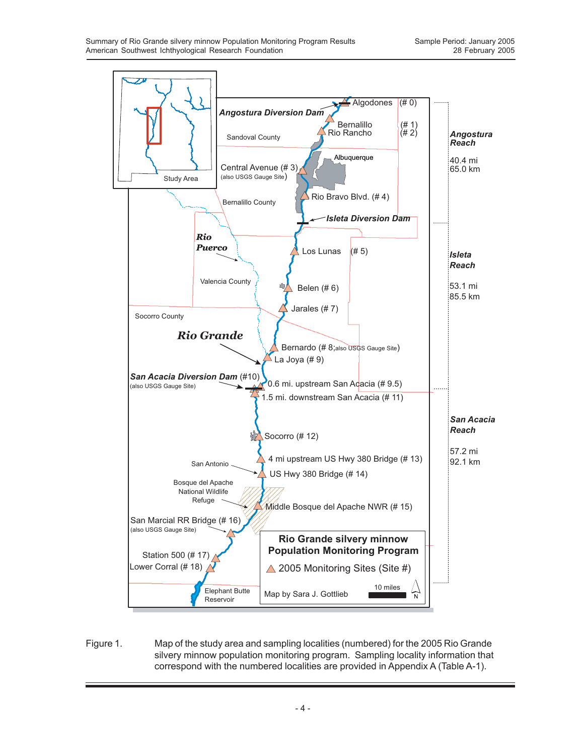Figure 1. Map of the study area and sampling localities (numbered) for the 2005 Rio Grande silvery minnow population monitoring program. Sampling locality information that correspond with the numbered localities are provided in Appendix A (Table A-1).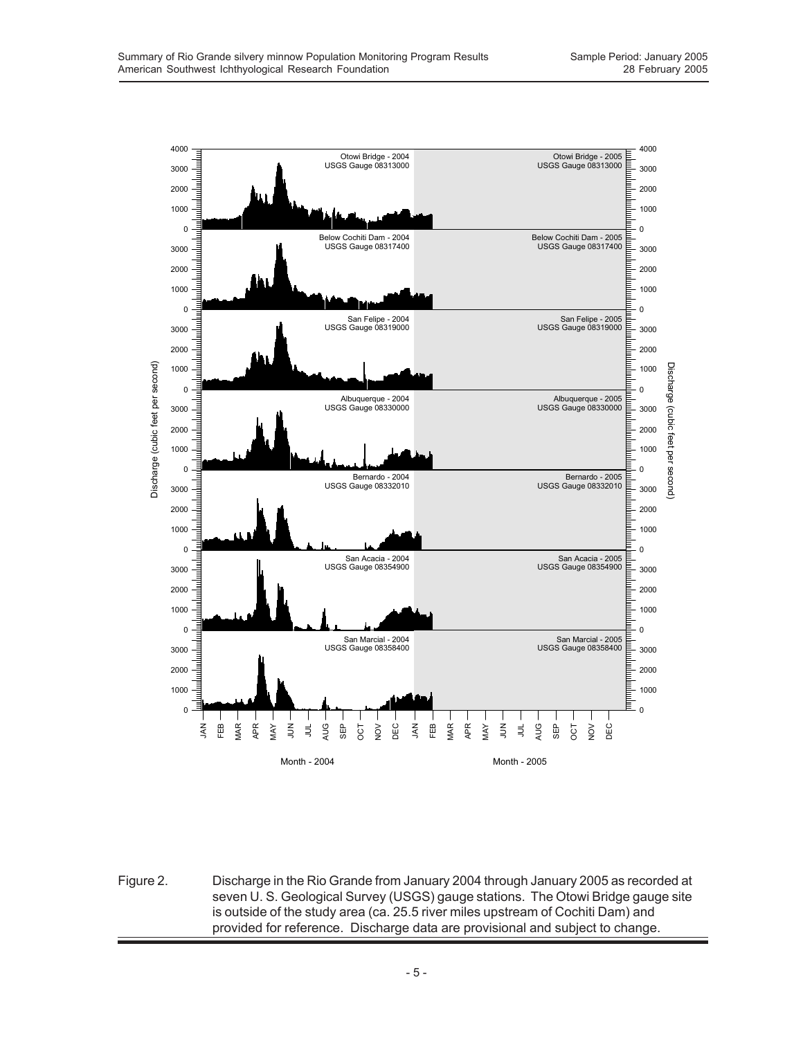Figure 2. Discharge in the Rio Grande from January 2004 through January 2005 as recorded at seven U. S. Geological Survey (USGS) gauge stations. The Otowi Bridge gauge site is outside of the study area (ca. 25.5 river miles upstream of Cochiti Dam) and provided for reference. Discharge data are provisional and subject to change.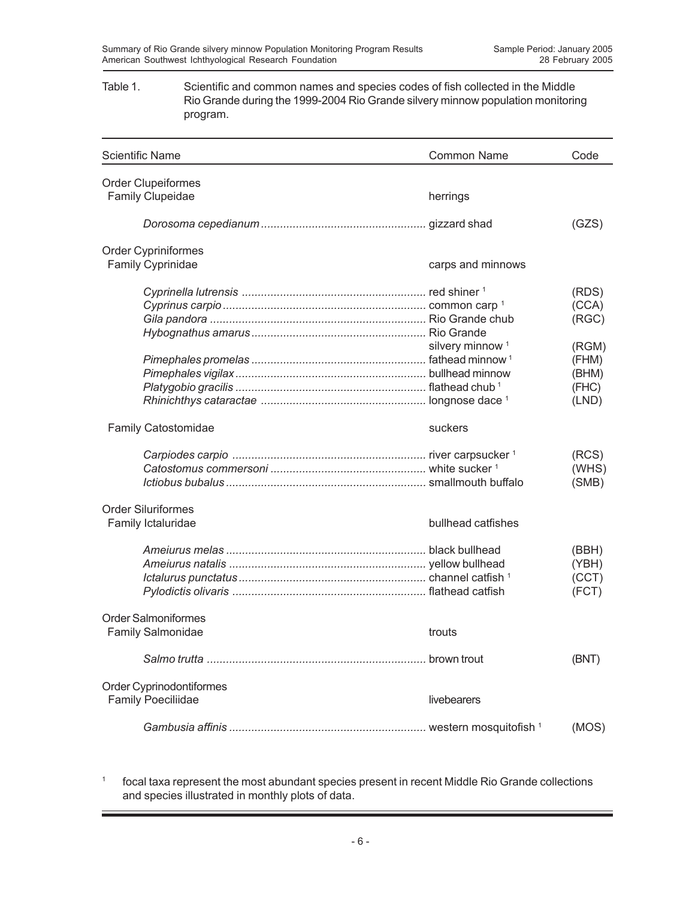Table 1. Scientific and common names and species codes of fish collected in the Middle Rio Grande during the 1999-2004 Rio Grande silvery minnow population monitoring program.

| Scientific Name | Common Name | Code |
|---|---|---|
| Order Clupeiformes | | |
| Family Clupeidae | herrings | |
| *Dorosoma cepedianum* | gizzard shad | (GZS) |
| Order Cypriniformes | | |
| Family Cyprinidae | carps and minnows | |
| *Cyprinella lutrensis* | red shiner [1] | (RDS) |
| *Cyprinus carpio* | common carp [1] | (CCA) |
| *Gila pandora* | Rio Grande chub | (RGC) |
| *Hybognathus amarus* | Rio Grande silvery minnow [1] | (RGM) |
| *Pimephales promelas* | fathead minnow [1] | (FHM) |
| *Pimephales vigilax* | bullhead minnow | (BHM) |
| *Platygobio gracilis* | flathead chub [1] | (FHC) |
| *Rhinichthys cataractae* | longnose dace [1] | (LND) |
| Family Catostomidae | suckers | |
| *Carpiodes carpio* | river carpsucker [1] | (RCS) |
| *Catostomus commersoni* | white sucker [1] | (WHS) |
| *Ictiobus bubalus* | smallmouth buffalo | (SMB) |
| Order Siluriformes | | |
| Family Ictaluridae | bullhead catfishes | |
| *Ameiurus melas* | black bullhead | (BBH) |
| *Ameiurus natalis* | yellow bullhead | (YBH) |
| *Ictalurus punctatus* | channel catfish [1] | (CCT) |
| *Pylodictis olivaris* | flathead catfish | (FCT) |
| Order Salmoniformes | | |
| Family Salmonidae | trouts | |
| *Salmo trutta* | brown trout | (BNT) |
| Order Cyprinodontiformes | | |
| Family Poeciliidae | livebearers | |
| *Gambusia affinis* | western mosquitofish [1] | (MOS) |

[1] focal taxa represent the most abundant species present in recent Middle Rio Grande collections and species illustrated in monthly plots of data.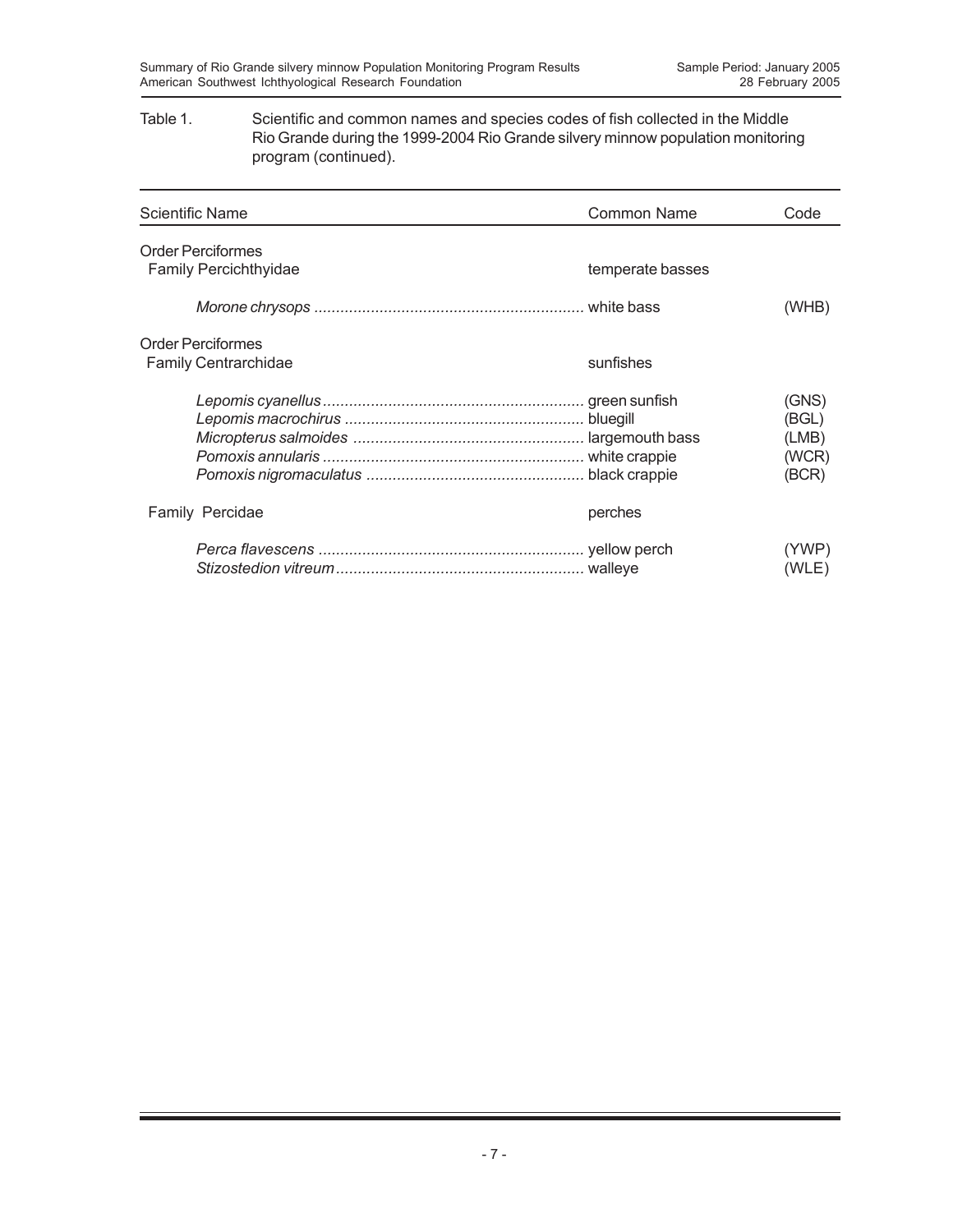Table 1. Scientific and common names and species codes of fish collected in the Middle Rio Grande during the 1999-2004 Rio Grande silvery minnow population monitoring program (continued).

| Scientific Name | Common Name | Code |
|---|---|---|
| Order Perciformes | | |
| Family Percichthyidae | temperate basses | |
| *Morone chrysops* | white bass | (WHB) |
| Order Perciformes | | |
| Family Centrarchidae | sunfishes | |
| *Lepomis cyanellus* | green sunfish | (GNS) |
| *Lepomis macrochirus* | bluegill | (BGL) |
| *Micropterus salmoides* | largemouth bass | (LMB) |
| *Pomoxis annularis* | white crappie | (WCR) |
| *Pomoxis nigromaculatus* | black crappie | (BCR) |
| Family Percidae | perches | |
| *Perca flavescens* | yellow perch | (YWP) |
| *Stizostedion vitreum* | walleye | (WLE) |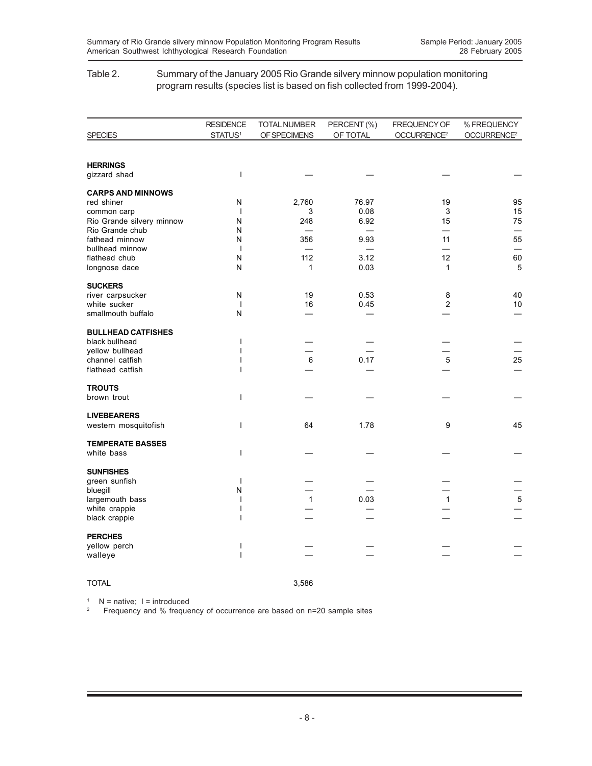Table 2. Summary of the January 2005 Rio Grande silvery minnow population monitoring program results (species list is based on fish collected from 1999-2004).

| SPECIES | RESIDENCE STATUS[1] | TOTAL NUMBER OF SPECIMENS | PERCENT (%) OF TOTAL | FREQUENCY OF OCCURRENCE[2] | % FREQUENCY OCCURRENCE[2] |
|---|---|---|---|---|---|
| **HERRINGS** | | | | | |
| gizzard shad | I | — | — | — | — |
| **CARPS AND MINNOWS** | | | | | |
| red shiner | N | 2,760 | 76.97 | 19 | 95 |
| common carp | I | 3 | 0.08 | 3 | 15 |
| Rio Grande silvery minnow | N | 248 | 6.92 | 15 | 75 |
| Rio Grande chub | N | — | — | — | — |
| fathead minnow | N | 356 | 9.93 | 11 | 55 |
| bullhead minnow | I | — | — | — | — |
| flathead chub | N | 112 | 3.12 | 12 | 60 |
| longnose dace | N | 1 | 0.03 | 1 | 5 |
| **SUCKERS** | | | | | |
| river carpsucker | N | 19 | 0.53 | 8 | 40 |
| white sucker | I | 16 | 0.45 | 2 | 10 |
| smallmouth buffalo | N | — | — | — | — |
| **BULLHEAD CATFISHES** | | | | | |
| black bullhead | I | — | — | — | — |
| yellow bullhead | I | — | — | — | — |
| channel catfish | I | 6 | 0.17 | 5 | 25 |
| flathead catfish | I | — | — | — | — |
| **TROUTS** | | | | | |
| brown trout | I | — | — | — | — |
| **LIVEBEARERS** | | | | | |
| western mosquitofish | I | 64 | 1.78 | 9 | 45 |
| **TEMPERATE BASSES** | | | | | |
| white bass | I | — | — | — | — |
| **SUNFISHES** | | | | | |
| green sunfish | I | — | — | — | — |
| bluegill | N | — | — | — | — |
| largemouth bass | I | 1 | 0.03 | 1 | 5 |
| white crappie | I | — | — | — | — |
| black crappie | I | — | — | — | — |
| **PERCHES** | | | | | |
| yellow perch | I | — | — | — | — |
| walleye | I | — | — | — | — |
| TOTAL | | 3,586 | | | |

[1] N = native; I = introduced

[2] Frequency and % frequency of occurrence are based on n=20 sample sites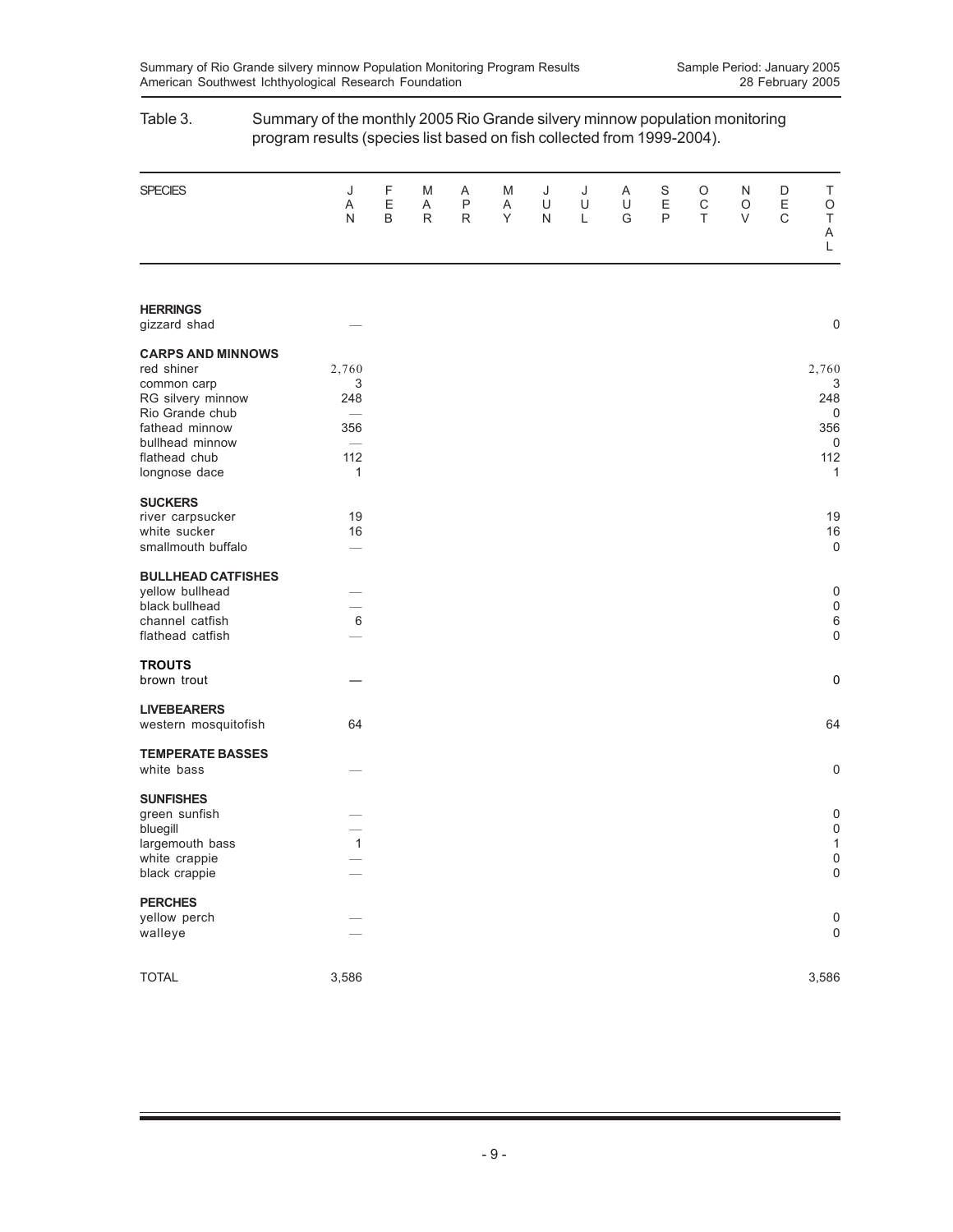Table 3. Summary of the monthly 2005 Rio Grande silvery minnow population monitoring program results (species list based on fish collected from 1999-2004).

| SPECIES | JAN | FEB | MAR | APR | MAY | JUN | JUL | AUG | SEP | OCT | NOV | DEC | TOTAL |
|---|---|---|---|---|---|---|---|---|---|---|---|---|---|
| **HERRINGS** | | | | | | | | | | | | | |
| gizzard shad | — | | | | | | | | | | | | 0 |
| **CARPS AND MINNOWS** | | | | | | | | | | | | | |
| red shiner | 2,760 | | | | | | | | | | | | 2,760 |
| common carp | 3 | | | | | | | | | | | | 3 |
| RG silvery minnow | 248 | | | | | | | | | | | | 248 |
| Rio Grande chub | — | | | | | | | | | | | | 0 |
| fathead minnow | 356 | | | | | | | | | | | | 356 |
| bullhead minnow | — | | | | | | | | | | | | 0 |
| flathead chub | 112 | | | | | | | | | | | | 112 |
| longnose dace | 1 | | | | | | | | | | | | 1 |
| **SUCKERS** | | | | | | | | | | | | | |
| river carpsucker | 19 | | | | | | | | | | | | 19 |
| white sucker | 16 | | | | | | | | | | | | 16 |
| smallmouth buffalo | — | | | | | | | | | | | | 0 |
| **BULLHEAD CATFISHES** | | | | | | | | | | | | | |
| yellow bullhead | — | | | | | | | | | | | | 0 |
| black bullhead | — | | | | | | | | | | | | 0 |
| channel catfish | 6 | | | | | | | | | | | | 6 |
| flathead catfish | — | | | | | | | | | | | | 0 |
| **TROUTS** | | | | | | | | | | | | | |
| brown trout | — | | | | | | | | | | | | 0 |
| **LIVEBEARERS** | | | | | | | | | | | | | |
| western mosquitofish | 64 | | | | | | | | | | | | 64 |
| **TEMPERATE BASSES** | | | | | | | | | | | | | |
| white bass | — | | | | | | | | | | | | 0 |
| **SUNFISHES** | | | | | | | | | | | | | |
| green sunfish | — | | | | | | | | | | | | 0 |
| bluegill | — | | | | | | | | | | | | 0 |
| largemouth bass | 1 | | | | | | | | | | | | 1 |
| white crappie | — | | | | | | | | | | | | 0 |
| black crappie | — | | | | | | | | | | | | 0 |
| **PERCHES** | | | | | | | | | | | | | |
| yellow perch | — | | | | | | | | | | | | 0 |
| walleye | — | | | | | | | | | | | | 0 |
| TOTAL | 3,586 | | | | | | | | | | | | 3,586 |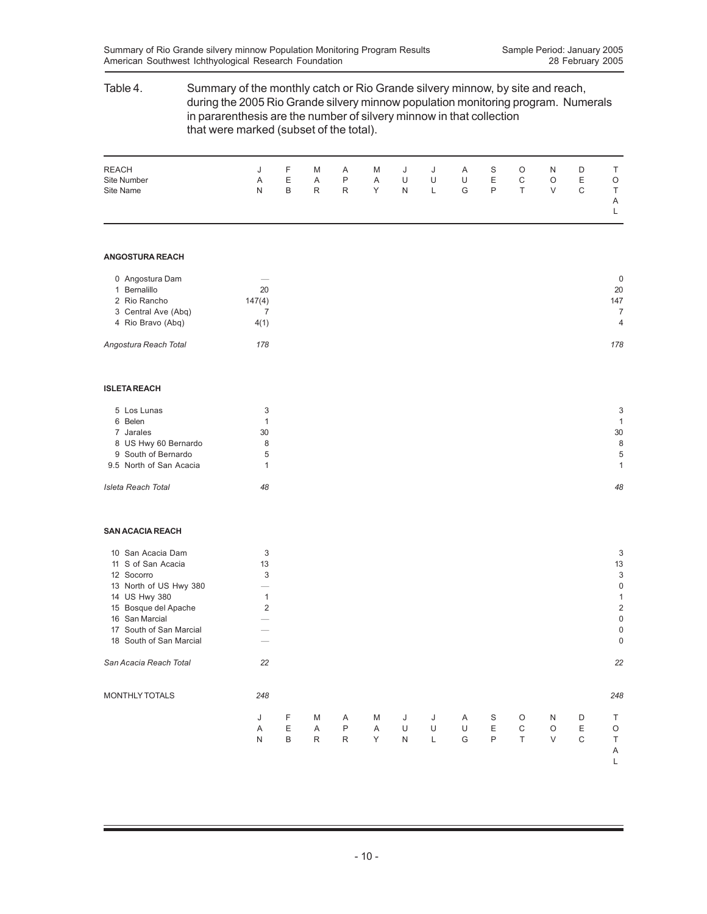Table 4. Summary of the monthly catch or Rio Grande silvery minnow, by site and reach, during the 2005 Rio Grande silvery minnow population monitoring program. Numerals in pararenthesis are the number of silvery minnow in that collection that were marked (subset of the total).

| REACH<br>Site Number<br>Site Name | JAN | FEB | MAR | APR | MAY | JUN | JUL | AUG | SEP | OCT | NOV | DEC | TOTAL |
|---|---|---|---|---|---|---|---|---|---|---|---|---|---|
| **ANGOSTURA REACH** | | | | | | | | | | | | | |
| 0 Angostura Dam | — | | | | | | | | | | | | 0 |
| 1 Bernalillo | 20 | | | | | | | | | | | | 20 |
| 2 Rio Rancho | 147(4) | | | | | | | | | | | | 147 |
| 3 Central Ave (Abq) | 7 | | | | | | | | | | | | 7 |
| 4 Rio Bravo (Abq) | 4(1) | | | | | | | | | | | | 4 |
| *Angostura Reach Total* | *178* | | | | | | | | | | | | *178* |
| **ISLETA REACH** | | | | | | | | | | | | | |
| 5 Los Lunas | 3 | | | | | | | | | | | | 3 |
| 6 Belen | 1 | | | | | | | | | | | | 1 |
| 7 Jarales | 30 | | | | | | | | | | | | 30 |
| 8 US Hwy 60 Bernardo | 8 | | | | | | | | | | | | 8 |
| 9 South of Bernardo | 5 | | | | | | | | | | | | 5 |
| 9.5 North of San Acacia | 1 | | | | | | | | | | | | 1 |
| *Isleta Reach Total* | *48* | | | | | | | | | | | | *48* |
| **SAN ACACIA REACH** | | | | | | | | | | | | | |
| 10 San Acacia Dam | 3 | | | | | | | | | | | | 3 |
| 11 S of San Acacia | 13 | | | | | | | | | | | | 13 |
| 12 Socorro | 3 | | | | | | | | | | | | 3 |
| 13 North of US Hwy 380 | — | | | | | | | | | | | | 0 |
| 14 US Hwy 380 | 1 | | | | | | | | | | | | 1 |
| 15 Bosque del Apache | 2 | | | | | | | | | | | | 2 |
| 16 San Marcial | — | | | | | | | | | | | | 0 |
| 17 South of San Marcial | — | | | | | | | | | | | | 0 |
| 18 South of San Marcial | — | | | | | | | | | | | | 0 |
| *San Acacia Reach Total* | *22* | | | | | | | | | | | | *22* |
| MONTHLY TOTALS | *248* | | | | | | | | | | | | *248* |
| | JAN | FEB | MAR | APR | MAY | JUN | JUL | AUG | SEP | OCT | NOV | DEC | TOTAL |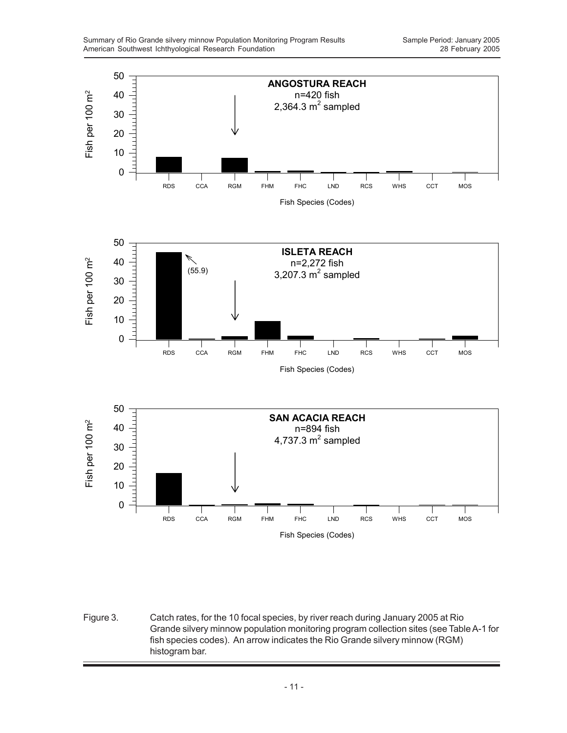Figure 3. Catch rates, for the 10 focal species, by river reach during January 2005 at Rio Grande silvery minnow population monitoring program collection sites (see Table A-1 for fish species codes). An arrow indicates the Rio Grande silvery minnow (RGM) histogram bar.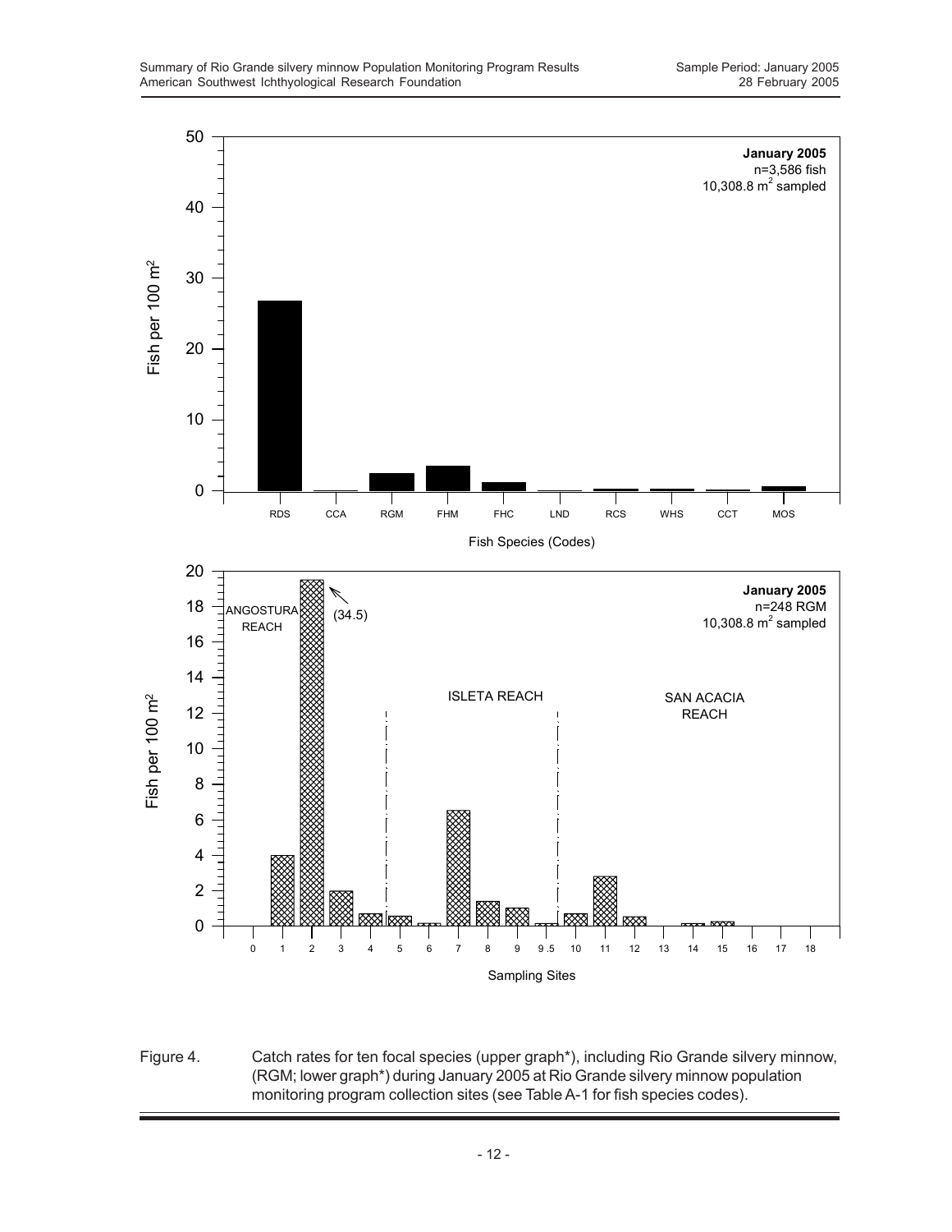January 2005
n=3,586 fish
10,308.8 $m^2$ sampled

Fish per 100 $m^2$

RDS CCA RGM FHM FHC LND RCS WHS CCT MOS

Fish Species (Codes)

January 2005
n=248 RGM
10,308.8 $m^2$ sampled

ANGOSTURA REACH

(34.5)

ISLETA REACH

SAN ACACIA REACH

Fish per 100 $m^2$

Sampling Sites

Figure 4. Catch rates for ten focal species (upper graph*), including Rio Grande silvery minnow, (RGM; lower graph*) during January 2005 at Rio Grande silvery minnow population monitoring program collection sites (see Table A-1 for fish species codes).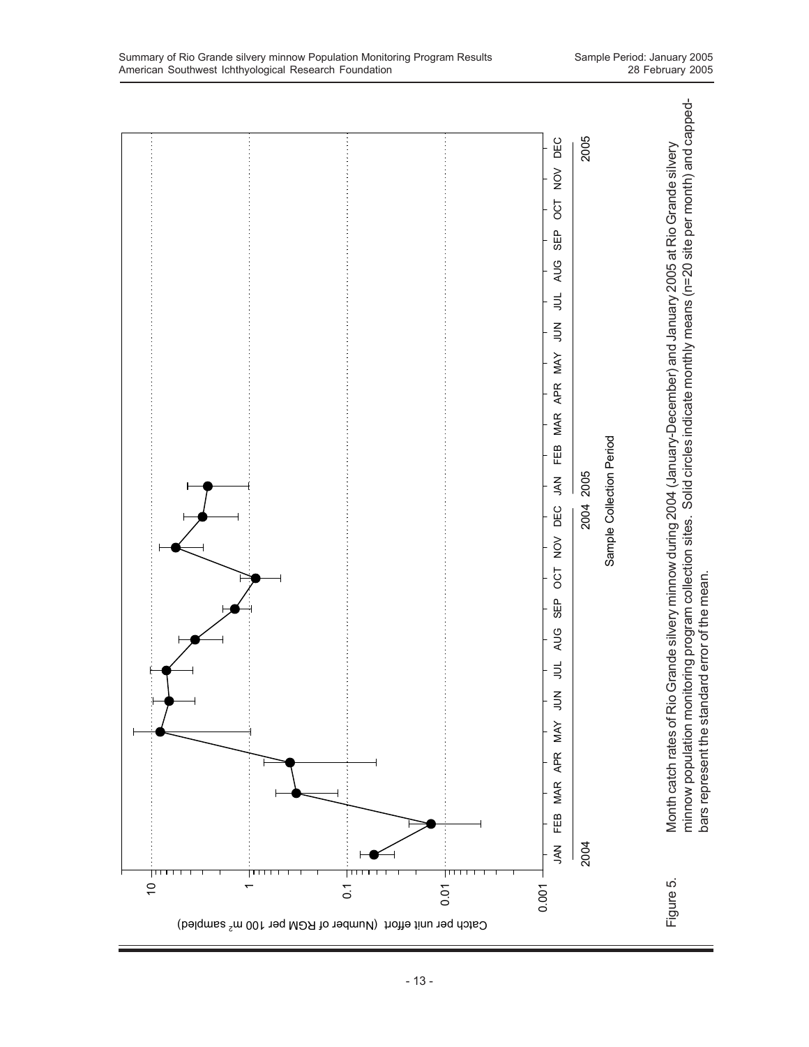Figure 5. Month catch rates of Rio Grande silvery minnow during 2004 (January-December) and January 2005 at Rio Grande silvery minnow population monitoring program collection sites. Solid circles indicate monthly means (n=20 site per month) and capped-bars represent the standard error of the mean.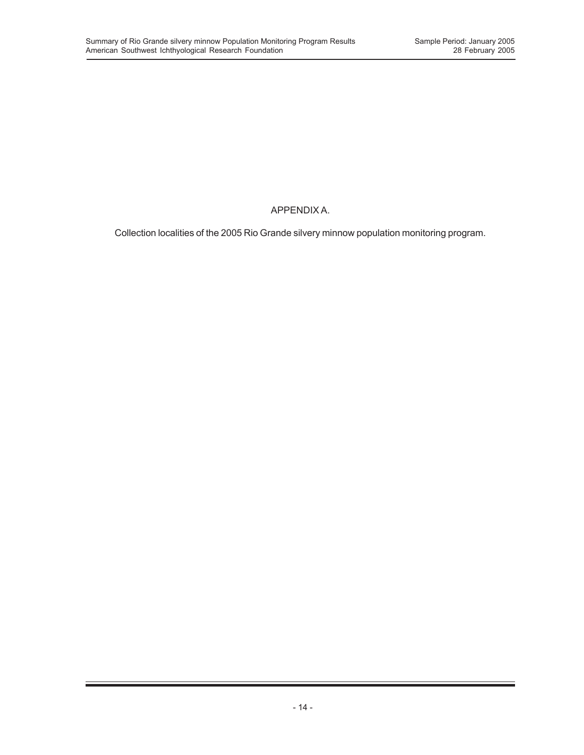# APPENDIX A.

Collection localities of the 2005 Rio Grande silvery minnow population monitoring program.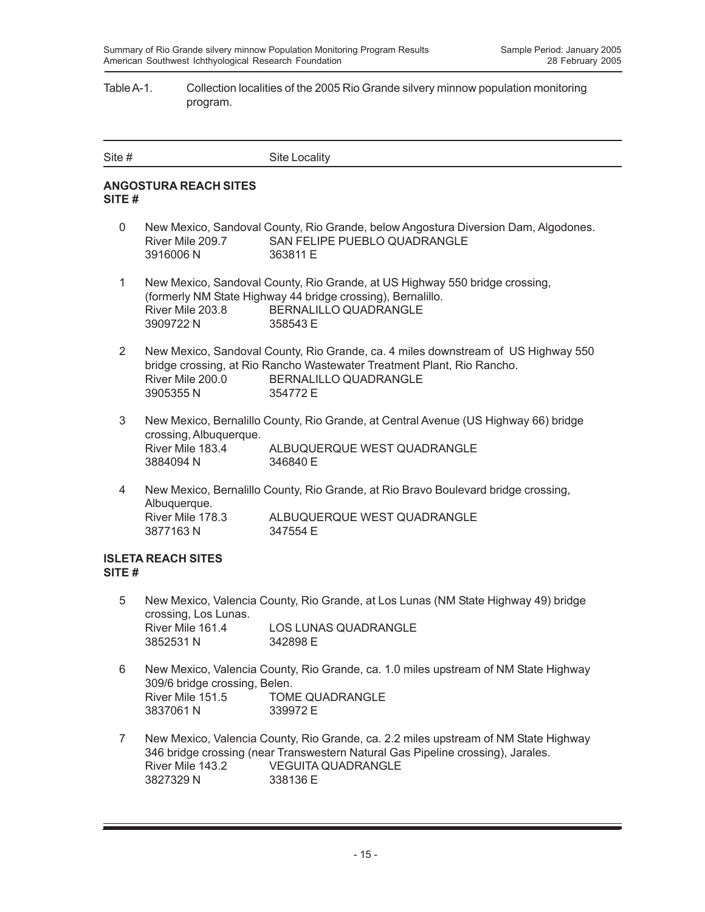Table A-1. Collection localities of the 2005 Rio Grande silvery minnow population monitoring program.

| Site # | Site Locality |
|---|---|

**ANGOSTURA REACH SITES**
**SITE #**

0 New Mexico, Sandoval County, Rio Grande, below Angostura Diversion Dam, Algodones.
River Mile 209.7 SAN FELIPE PUEBLO QUADRANGLE
3916006 N 363811 E

1 New Mexico, Sandoval County, Rio Grande, at US Highway 550 bridge crossing, (formerly NM State Highway 44 bridge crossing), Bernalillo.
River Mile 203.8 BERNALILLO QUADRANGLE
3909722 N 358543 E

2 New Mexico, Sandoval County, Rio Grande, ca. 4 miles downstream of US Highway 550 bridge crossing, at Rio Rancho Wastewater Treatment Plant, Rio Rancho.
River Mile 200.0 BERNALILLO QUADRANGLE
3905355 N 354772 E

3 New Mexico, Bernalillo County, Rio Grande, at Central Avenue (US Highway 66) bridge crossing, Albuquerque.
River Mile 183.4 ALBUQUERQUE WEST QUADRANGLE
3884094 N 346840 E

4 New Mexico, Bernalillo County, Rio Grande, at Rio Bravo Boulevard bridge crossing, Albuquerque.
River Mile 178.3 ALBUQUERQUE WEST QUADRANGLE
3877163 N 347554 E

**ISLETA REACH SITES**
**SITE #**

5 New Mexico, Valencia County, Rio Grande, at Los Lunas (NM State Highway 49) bridge crossing, Los Lunas.
River Mile 161.4 LOS LUNAS QUADRANGLE
3852531 N 342898 E

6 New Mexico, Valencia County, Rio Grande, ca. 1.0 miles upstream of NM State Highway 309/6 bridge crossing, Belen.
River Mile 151.5 TOME QUADRANGLE
3837061 N 339972 E

7 New Mexico, Valencia County, Rio Grande, ca. 2.2 miles upstream of NM State Highway 346 bridge crossing (near Transwestern Natural Gas Pipeline crossing), Jarales.
River Mile 143.2 VEGUITA QUADRANGLE
3827329 N 338136 E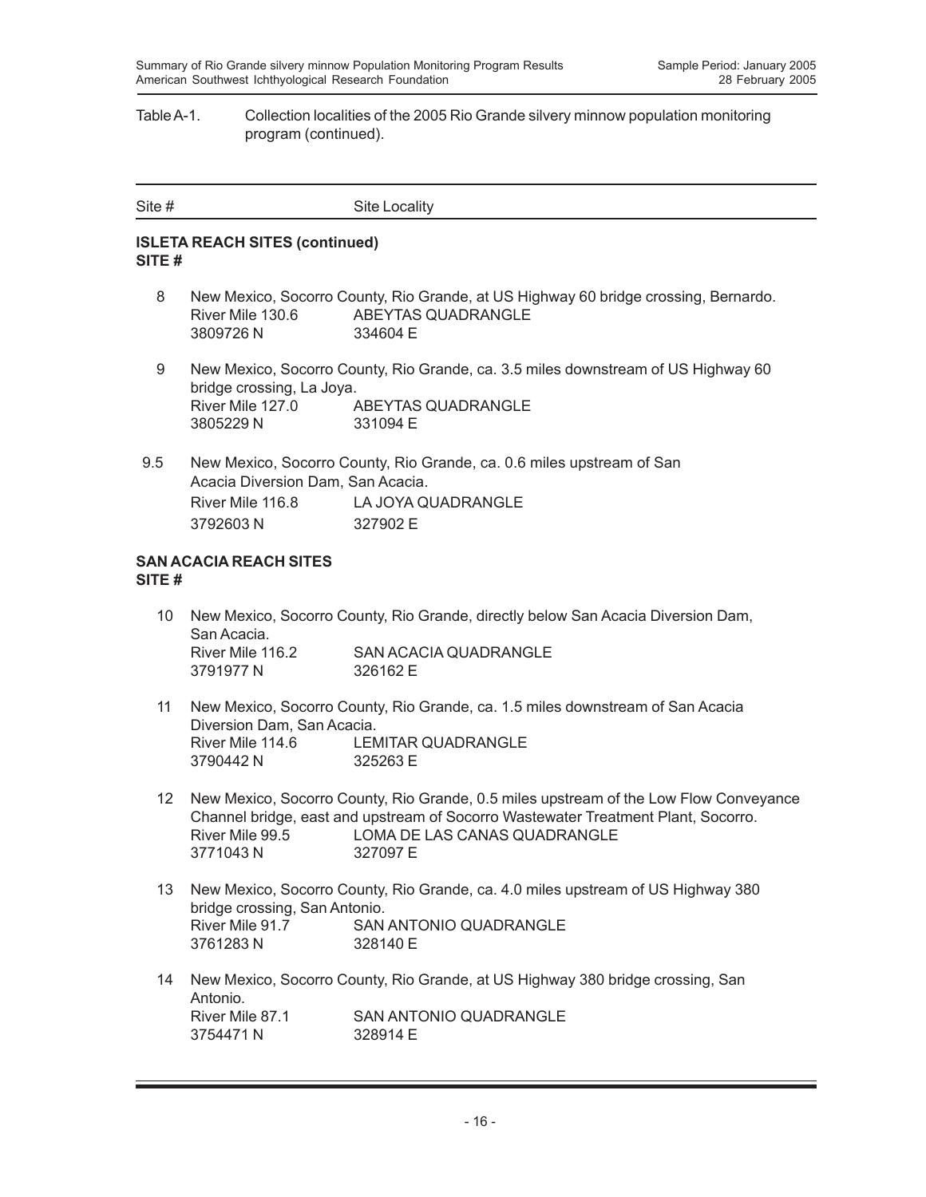Table A-1. Collection localities of the 2005 Rio Grande silvery minnow population monitoring program (continued).

| Site # | Site Locality |
|---|---|

**ISLETA REACH SITES (continued)**
**SITE #**

8 New Mexico, Socorro County, Rio Grande, at US Highway 60 bridge crossing, Bernardo.
River Mile 130.6 ABEYTAS QUADRANGLE
3809726 N 334604 E

9 New Mexico, Socorro County, Rio Grande, ca. 3.5 miles downstream of US Highway 60 bridge crossing, La Joya.
River Mile 127.0 ABEYTAS QUADRANGLE
3805229 N 331094 E

9.5 New Mexico, Socorro County, Rio Grande, ca. 0.6 miles upstream of San Acacia Diversion Dam, San Acacia.
River Mile 116.8 LA JOYA QUADRANGLE
3792603 N 327902 E

**SAN ACACIA REACH SITES**
**SITE #**

10 New Mexico, Socorro County, Rio Grande, directly below San Acacia Diversion Dam, San Acacia.
River Mile 116.2 SAN ACACIA QUADRANGLE
3791977 N 326162 E

11 New Mexico, Socorro County, Rio Grande, ca. 1.5 miles downstream of San Acacia Diversion Dam, San Acacia.
River Mile 114.6 LEMITAR QUADRANGLE
3790442 N 325263 E

12 New Mexico, Socorro County, Rio Grande, 0.5 miles upstream of the Low Flow Conveyance Channel bridge, east and upstream of Socorro Wastewater Treatment Plant, Socorro.
River Mile 99.5 LOMA DE LAS CANAS QUADRANGLE
3771043 N 327097 E

13 New Mexico, Socorro County, Rio Grande, ca. 4.0 miles upstream of US Highway 380 bridge crossing, San Antonio.
River Mile 91.7 SAN ANTONIO QUADRANGLE
3761283 N 328140 E

14 New Mexico, Socorro County, Rio Grande, at US Highway 380 bridge crossing, San Antonio.
River Mile 87.1 SAN ANTONIO QUADRANGLE
3754471 N 328914 E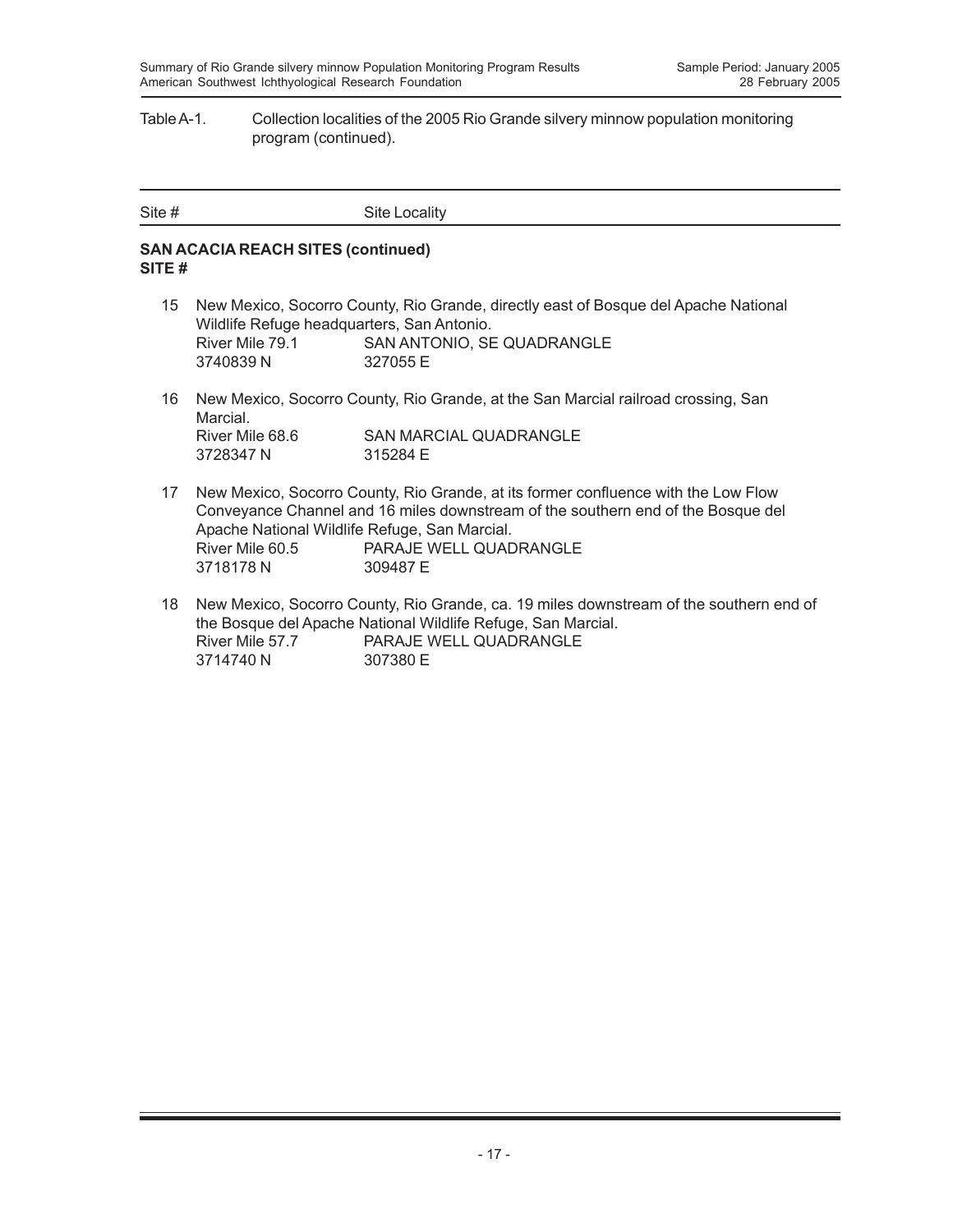Table A-1. Collection localities of the 2005 Rio Grande silvery minnow population monitoring program (continued).

| Site # | Site Locality |
|---|---|

**SAN ACACIA REACH SITES (continued)**
**SITE #**

15 New Mexico, Socorro County, Rio Grande, directly east of Bosque del Apache National Wildlife Refuge headquarters, San Antonio.
River Mile 79.1 SAN ANTONIO, SE QUADRANGLE
3740839 N 327055 E

16 New Mexico, Socorro County, Rio Grande, at the San Marcial railroad crossing, San Marcial.
River Mile 68.6 SAN MARCIAL QUADRANGLE
3728347 N 315284 E

17 New Mexico, Socorro County, Rio Grande, at its former confluence with the Low Flow Conveyance Channel and 16 miles downstream of the southern end of the Bosque del Apache National Wildlife Refuge, San Marcial.
River Mile 60.5 PARAJE WELL QUADRANGLE
3718178 N 309487 E

18 New Mexico, Socorro County, Rio Grande, ca. 19 miles downstream of the southern end of the Bosque del Apache National Wildlife Refuge, San Marcial.
River Mile 57.7 PARAJE WELL QUADRANGLE
3714740 N 307380 E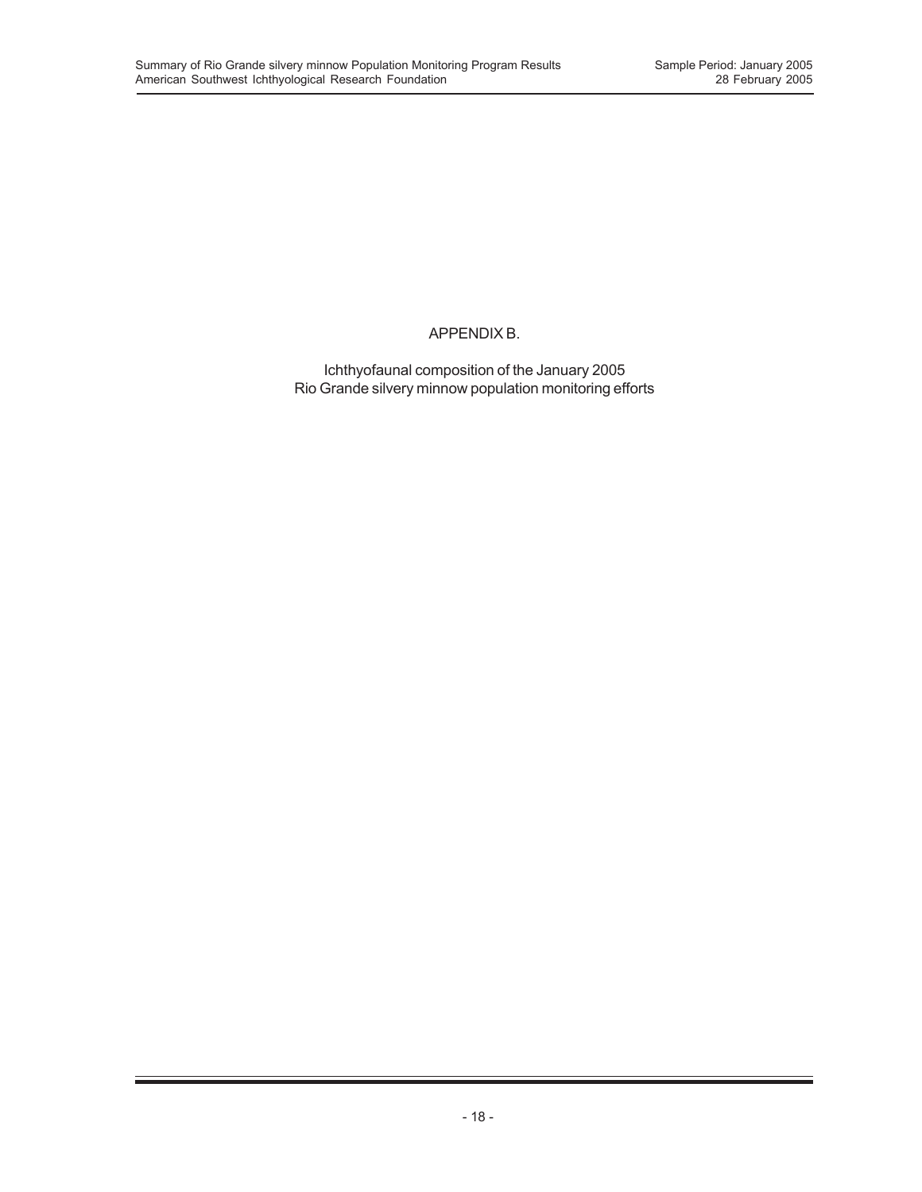# APPENDIX B.

Ichthyofaunal composition of the January 2005
Rio Grande silvery minnow population monitoring efforts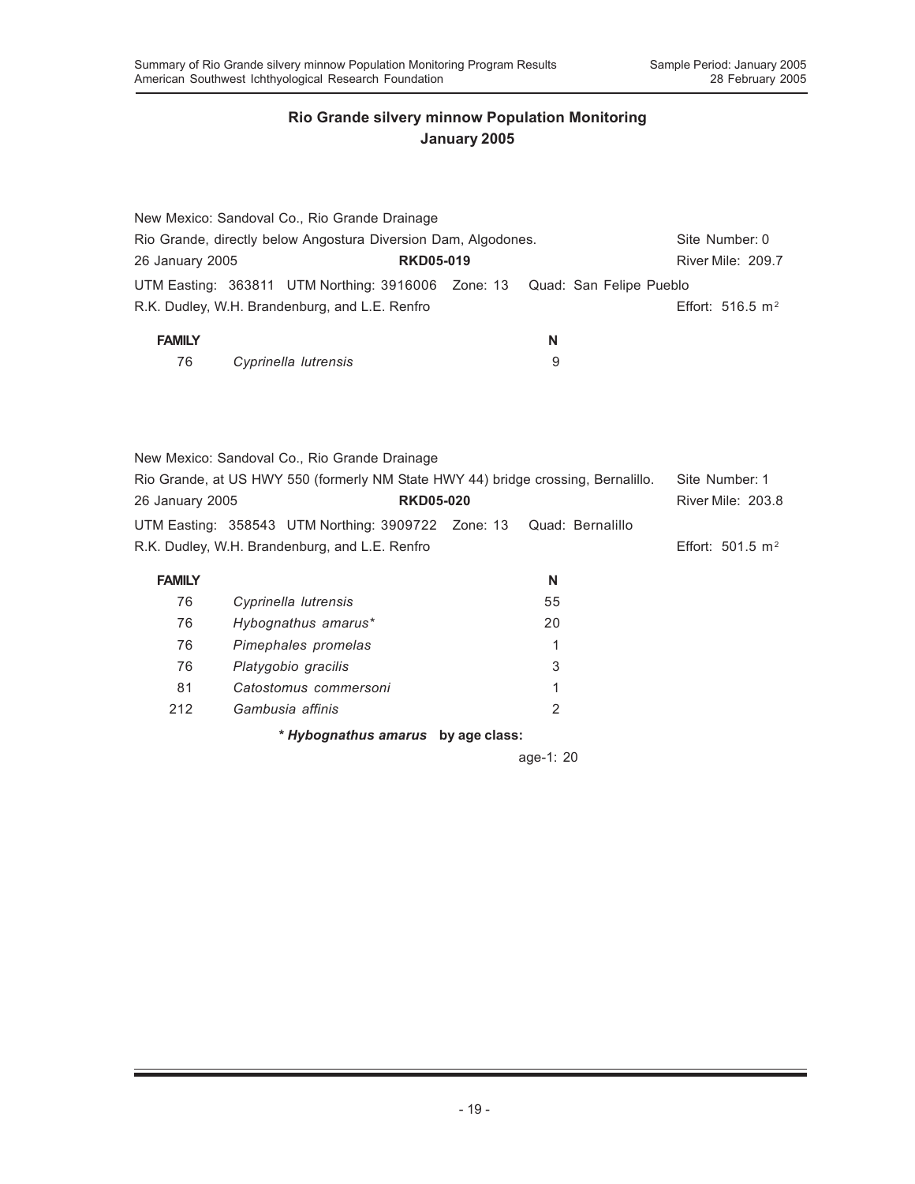## Rio Grande silvery minnow Population Monitoring
## January 2005

New Mexico: Sandoval Co., Rio Grande Drainage
Rio Grande, directly below Angostura Diversion Dam, Algodones. Site Number: 0
26 January 2005 **RKD05-019** River Mile: 209.7
UTM Easting: 363811 UTM Northing: 3916006 Zone: 13 Quad: San Felipe Pueblo
R.K. Dudley, W.H. Brandenburg, and L.E. Renfro Effort: 516.5 $m^2$

| FAMILY | | N |
|---|---|---|
| 76 | *Cyprinella lutrensis* | 9 |

New Mexico: Sandoval Co., Rio Grande Drainage
Rio Grande, at US HWY 550 (formerly NM State HWY 44) bridge crossing, Bernalillo. Site Number: 1
26 January 2005 **RKD05-020** River Mile: 203.8
UTM Easting: 358543 UTM Northing: 3909722 Zone: 13 Quad: Bernalillo
R.K. Dudley, W.H. Brandenburg, and L.E. Renfro Effort: 501.5 $m^2$

| FAMILY | | N |
|---|---|---|
| 76 | *Cyprinella lutrensis* | 55 |
| 76 | *Hybognathus amarus** | 20 |
| 76 | *Pimephales promelas* | 1 |
| 76 | *Platygobio gracilis* | 3 |
| 81 | *Catostomus commersoni* | 1 |
| 212 | *Gambusia affinis* | 2 |

**\* *Hybognathus amarus* by age class:**

age-1: 20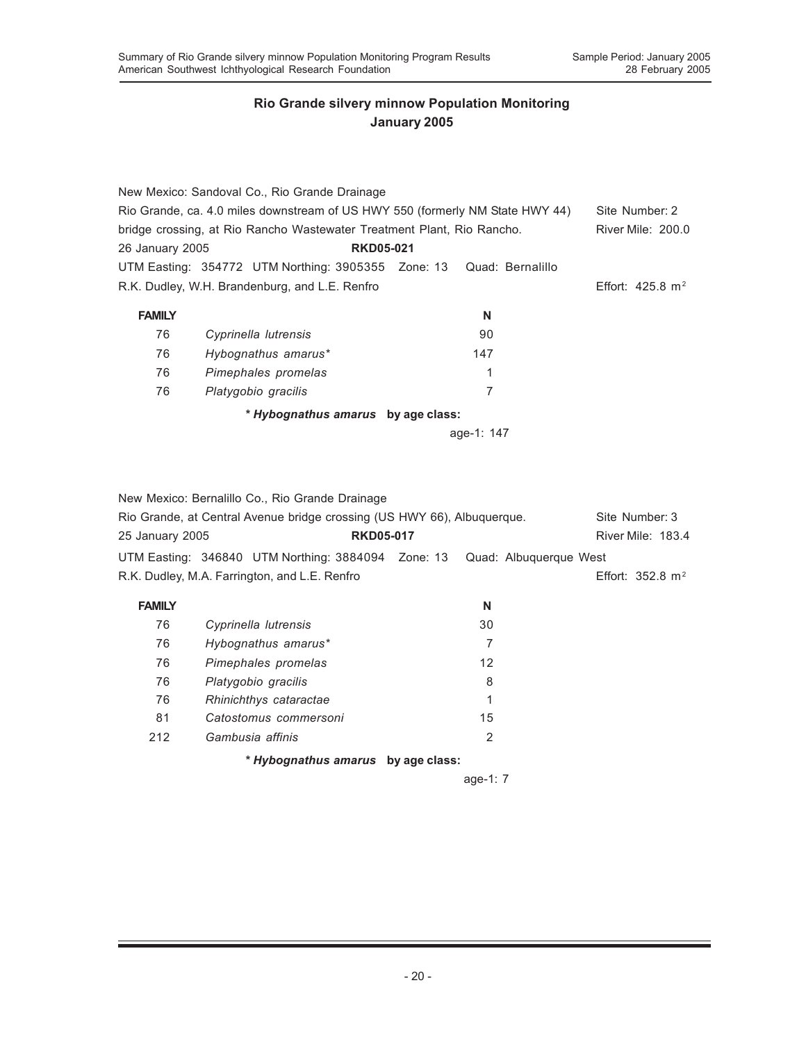## Rio Grande silvery minnow Population Monitoring
## January 2005

New Mexico: Sandoval Co., Rio Grande Drainage
Rio Grande, ca. 4.0 miles downstream of US HWY 550 (formerly NM State HWY 44) bridge crossing, at Rio Rancho Wastewater Treatment Plant, Rio Rancho.
Site Number: 2
River Mile: 200.0
26 January 2005 **RKD05-021**
UTM Easting: 354772 UTM Northing: 3905355 Zone: 13 Quad: Bernalillo
R.K. Dudley, W.H. Brandenburg, and L.E. Renfro
Effort: 425.8 $m^2$

| FAMILY | | N |
|---|---|---|
| 76 | *Cyprinella lutrensis* | 90 |
| 76 | *Hybognathus amarus** | 147 |
| 76 | *Pimephales promelas* | 1 |
| 76 | *Platygobio gracilis* | 7 |

**\* *Hybognathus amarus* by age class:**

age-1: 147

New Mexico: Bernalillo Co., Rio Grande Drainage
Rio Grande, at Central Avenue bridge crossing (US HWY 66), Albuquerque.
Site Number: 3
River Mile: 183.4
25 January 2005 **RKD05-017**
UTM Easting: 346840 UTM Northing: 3884094 Zone: 13 Quad: Albuquerque West
R.K. Dudley, M.A. Farrington, and L.E. Renfro
Effort: 352.8 $m^2$

| FAMILY | | N |
|---|---|---|
| 76 | *Cyprinella lutrensis* | 30 |
| 76 | *Hybognathus amarus** | 7 |
| 76 | *Pimephales promelas* | 12 |
| 76 | *Platygobio gracilis* | 8 |
| 76 | *Rhinichthys cataractae* | 1 |
| 81 | *Catostomus commersoni* | 15 |
| 212 | *Gambusia affinis* | 2 |

**\* *Hybognathus amarus* by age class:**

age-1: 7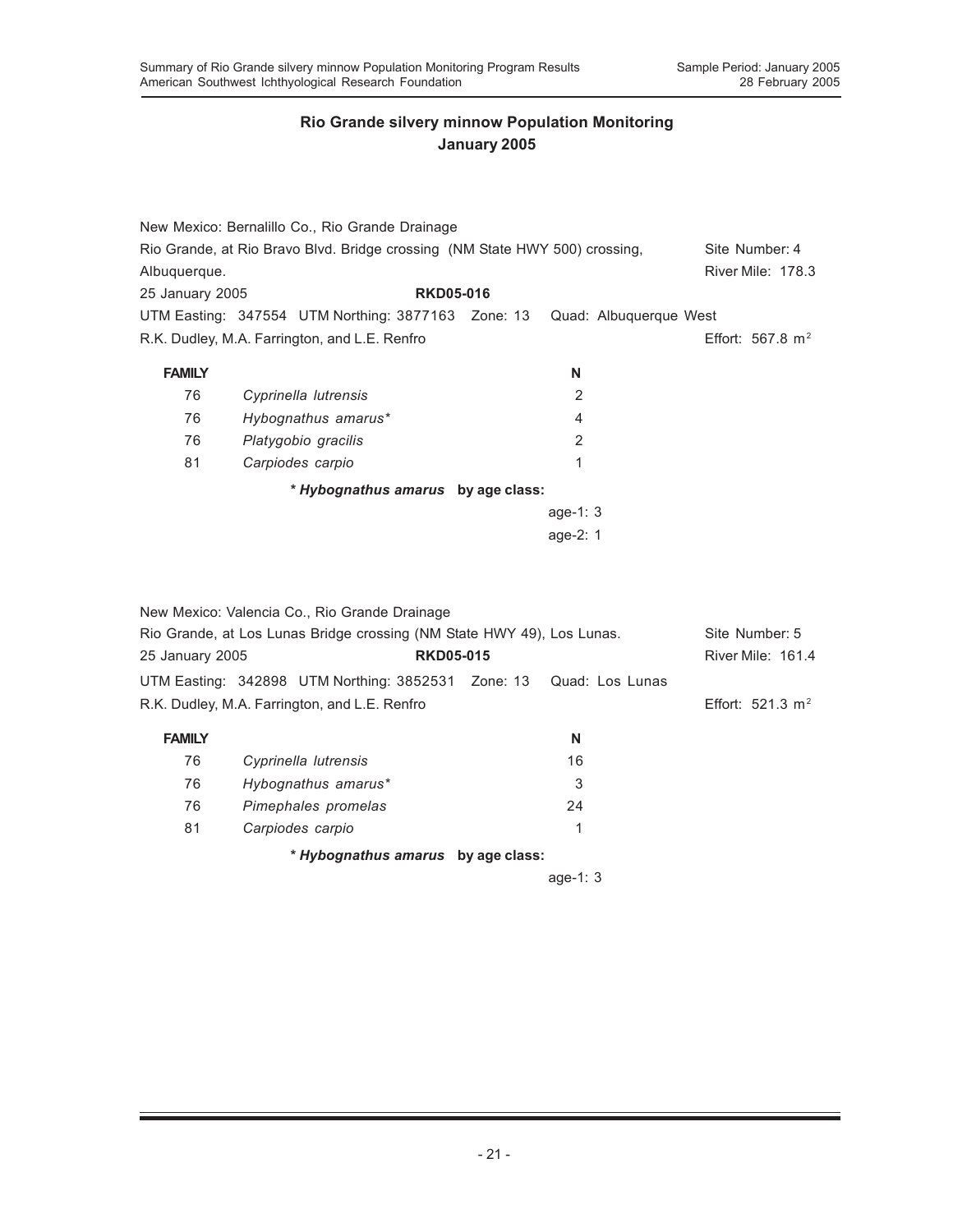## Rio Grande silvery minnow Population Monitoring
## January 2005

New Mexico: Bernalillo Co., Rio Grande Drainage
Rio Grande, at Rio Bravo Blvd. Bridge crossing (NM State HWY 500) crossing, Albuquerque. — Site Number: 4, River Mile: 178.3
25 January 2005 — **RKD05-016**
UTM Easting: 347554 UTM Northing: 3877163 Zone: 13 Quad: Albuquerque West
R.K. Dudley, M.A. Farrington, and L.E. Renfro — Effort: 567.8 $m^2$

| FAMILY | | N |
|---|---|---|
| 76 | *Cyprinella lutrensis* | 2 |
| 76 | *Hybognathus amarus** | 4 |
| 76 | *Platygobio gracilis* | 2 |
| 81 | *Carpiodes carpio* | 1 |

*** *Hybognathus amarus* by age class:**

age-1: 3
age-2: 1

New Mexico: Valencia Co., Rio Grande Drainage
Rio Grande, at Los Lunas Bridge crossing (NM State HWY 49), Los Lunas. — Site Number: 5
25 January 2005 — **RKD05-015** — River Mile: 161.4
UTM Easting: 342898 UTM Northing: 3852531 Zone: 13 Quad: Los Lunas
R.K. Dudley, M.A. Farrington, and L.E. Renfro — Effort: 521.3 $m^2$

| FAMILY | | N |
|---|---|---|
| 76 | *Cyprinella lutrensis* | 16 |
| 76 | *Hybognathus amarus** | 3 |
| 76 | *Pimephales promelas* | 24 |
| 81 | *Carpiodes carpio* | 1 |

*** *Hybognathus amarus* by age class:**

age-1: 3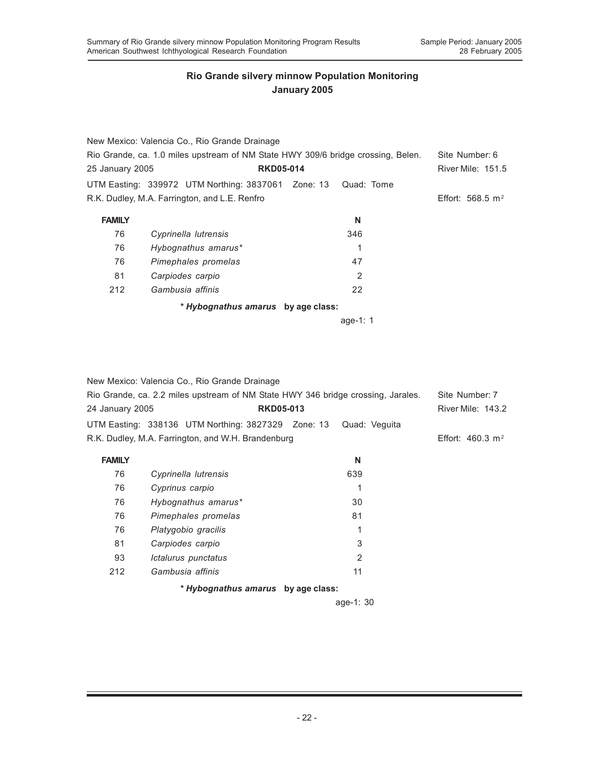## Rio Grande silvery minnow Population Monitoring
## January 2005

New Mexico: Valencia Co., Rio Grande Drainage
Rio Grande, ca. 1.0 miles upstream of NM State HWY 309/6 bridge crossing, Belen. Site Number: 6
25 January 2005 **RKD05-014** River Mile: 151.5
UTM Easting: 339972 UTM Northing: 3837061 Zone: 13 Quad: Tome
R.K. Dudley, M.A. Farrington, and L.E. Renfro Effort: 568.5 $m^2$

| FAMILY | | N |
|---|---|---|
| 76 | *Cyprinella lutrensis* | 346 |
| 76 | *Hybognathus amarus** | 1 |
| 76 | *Pimephales promelas* | 47 |
| 81 | *Carpiodes carpio* | 2 |
| 212 | *Gambusia affinis* | 22 |

**\* *Hybognathus amarus* by age class:**

age-1: 1

New Mexico: Valencia Co., Rio Grande Drainage
Rio Grande, ca. 2.2 miles upstream of NM State HWY 346 bridge crossing, Jarales. Site Number: 7
24 January 2005 **RKD05-013** River Mile: 143.2
UTM Easting: 338136 UTM Northing: 3827329 Zone: 13 Quad: Veguita
R.K. Dudley, M.A. Farrington, and W.H. Brandenburg Effort: 460.3 $m^2$

| FAMILY | | N |
|---|---|---|
| 76 | *Cyprinella lutrensis* | 639 |
| 76 | *Cyprinus carpio* | 1 |
| 76 | *Hybognathus amarus** | 30 |
| 76 | *Pimephales promelas* | 81 |
| 76 | *Platygobio gracilis* | 1 |
| 81 | *Carpiodes carpio* | 3 |
| 93 | *Ictalurus punctatus* | 2 |
| 212 | *Gambusia affinis* | 11 |

**\* *Hybognathus amarus* by age class:**

age-1: 30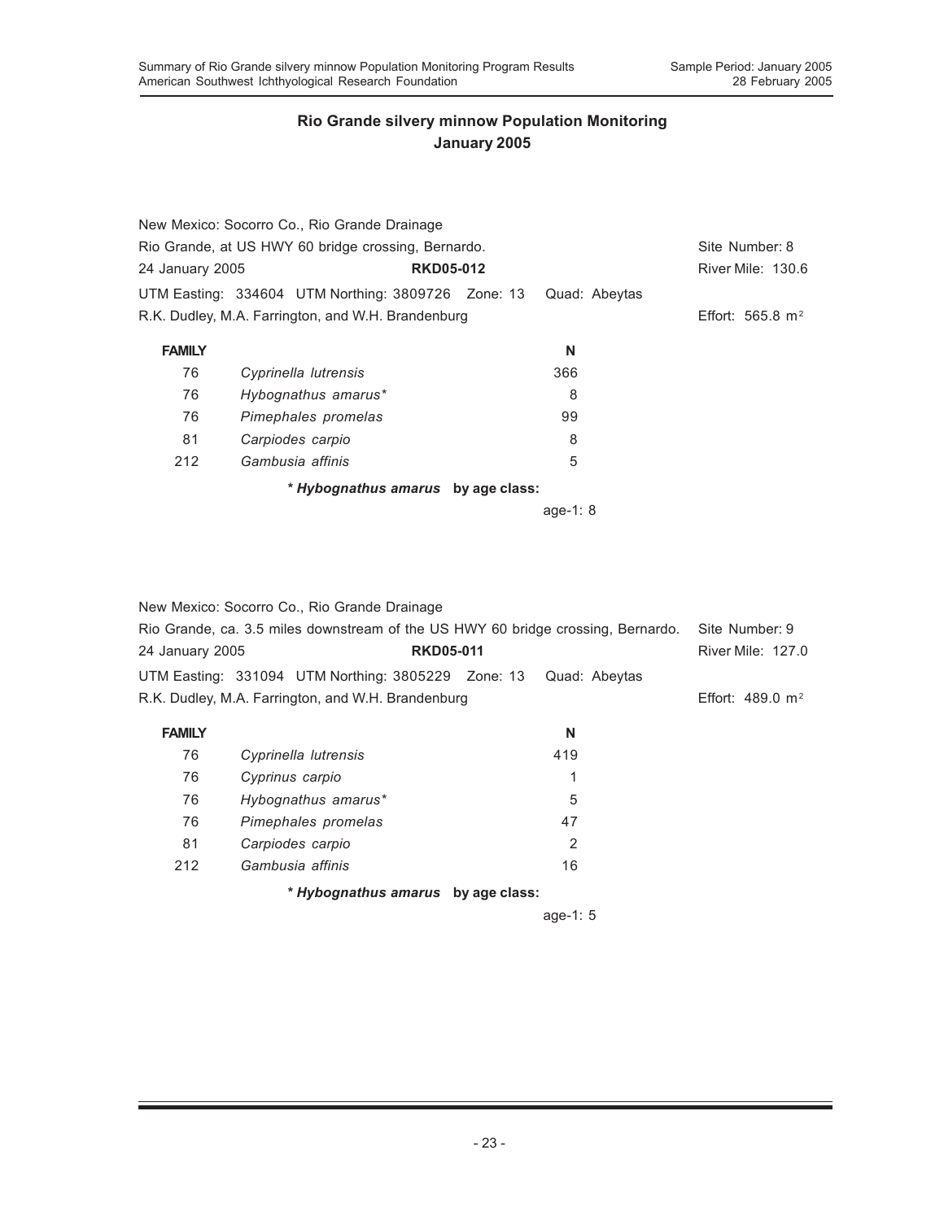## Rio Grande silvery minnow Population Monitoring
## January 2005

New Mexico: Socorro Co., Rio Grande Drainage
Rio Grande, at US HWY 60 bridge crossing, Bernardo. Site Number: 8
24 January 2005 **RKD05-012** River Mile: 130.6
UTM Easting: 334604 UTM Northing: 3809726 Zone: 13 Quad: Abeytas
R.K. Dudley, M.A. Farrington, and W.H. Brandenburg Effort: 565.8 $m^2$

| FAMILY | | N |
|---|---|---|
| 76 | *Cyprinella lutrensis* | 366 |
| 76 | *Hybognathus amarus** | 8 |
| 76 | *Pimephales promelas* | 99 |
| 81 | *Carpiodes carpio* | 8 |
| 212 | *Gambusia affinis* | 5 |

***Hybognathus amarus* by age class:**

age-1: 8

New Mexico: Socorro Co., Rio Grande Drainage
Rio Grande, ca. 3.5 miles downstream of the US HWY 60 bridge crossing, Bernardo. Site Number: 9
24 January 2005 **RKD05-011** River Mile: 127.0
UTM Easting: 331094 UTM Northing: 3805229 Zone: 13 Quad: Abeytas
R.K. Dudley, M.A. Farrington, and W.H. Brandenburg Effort: 489.0 $m^2$

| FAMILY | | N |
|---|---|---|
| 76 | *Cyprinella lutrensis* | 419 |
| 76 | *Cyprinus carpio* | 1 |
| 76 | *Hybognathus amarus** | 5 |
| 76 | *Pimephales promelas* | 47 |
| 81 | *Carpiodes carpio* | 2 |
| 212 | *Gambusia affinis* | 16 |

***Hybognathus amarus* by age class:**

age-1: 5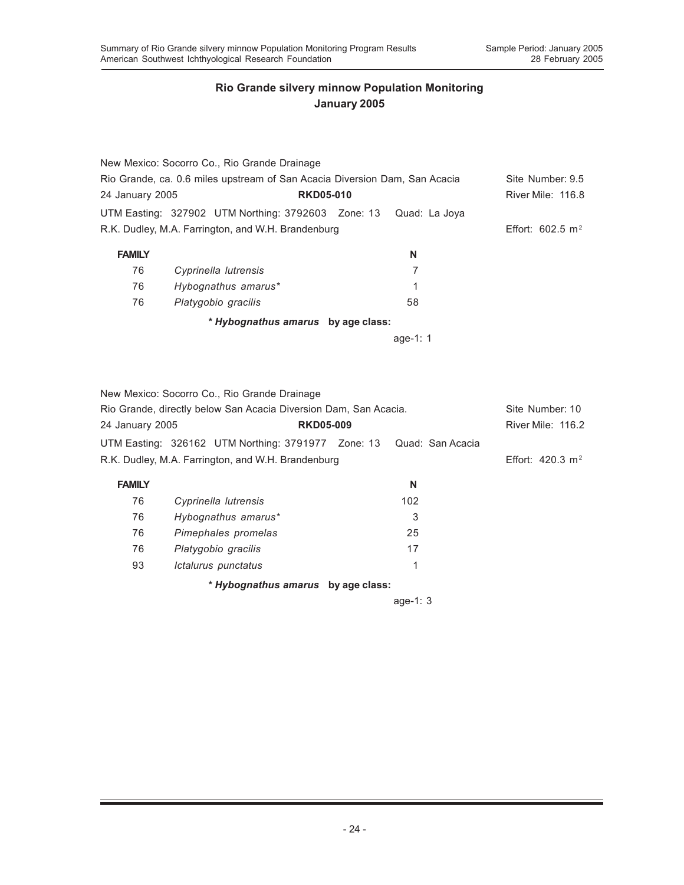## Rio Grande silvery minnow Population Monitoring
## January 2005

New Mexico: Socorro Co., Rio Grande Drainage
Rio Grande, ca. 0.6 miles upstream of San Acacia Diversion Dam, San Acacia — Site Number: 9.5
24 January 2005 — **RKD05-010** — River Mile: 116.8
UTM Easting: 327902 UTM Northing: 3792603 Zone: 13 Quad: La Joya
R.K. Dudley, M.A. Farrington, and W.H. Brandenburg — Effort: 602.5 $m^2$

| FAMILY | | N |
|---|---|---|
| 76 | *Cyprinella lutrensis* | 7 |
| 76 | *Hybognathus amarus** | 1 |
| 76 | *Platygobio gracilis* | 58 |

**\* *Hybognathus amarus* by age class:**

age-1: 1

New Mexico: Socorro Co., Rio Grande Drainage
Rio Grande, directly below San Acacia Diversion Dam, San Acacia. — Site Number: 10
24 January 2005 — **RKD05-009** — River Mile: 116.2
UTM Easting: 326162 UTM Northing: 3791977 Zone: 13 Quad: San Acacia
R.K. Dudley, M.A. Farrington, and W.H. Brandenburg — Effort: 420.3 $m^2$

| FAMILY | | N |
|---|---|---|
| 76 | *Cyprinella lutrensis* | 102 |
| 76 | *Hybognathus amarus** | 3 |
| 76 | *Pimephales promelas* | 25 |
| 76 | *Platygobio gracilis* | 17 |
| 93 | *Ictalurus punctatus* | 1 |

**\* *Hybognathus amarus* by age class:**

age-1: 3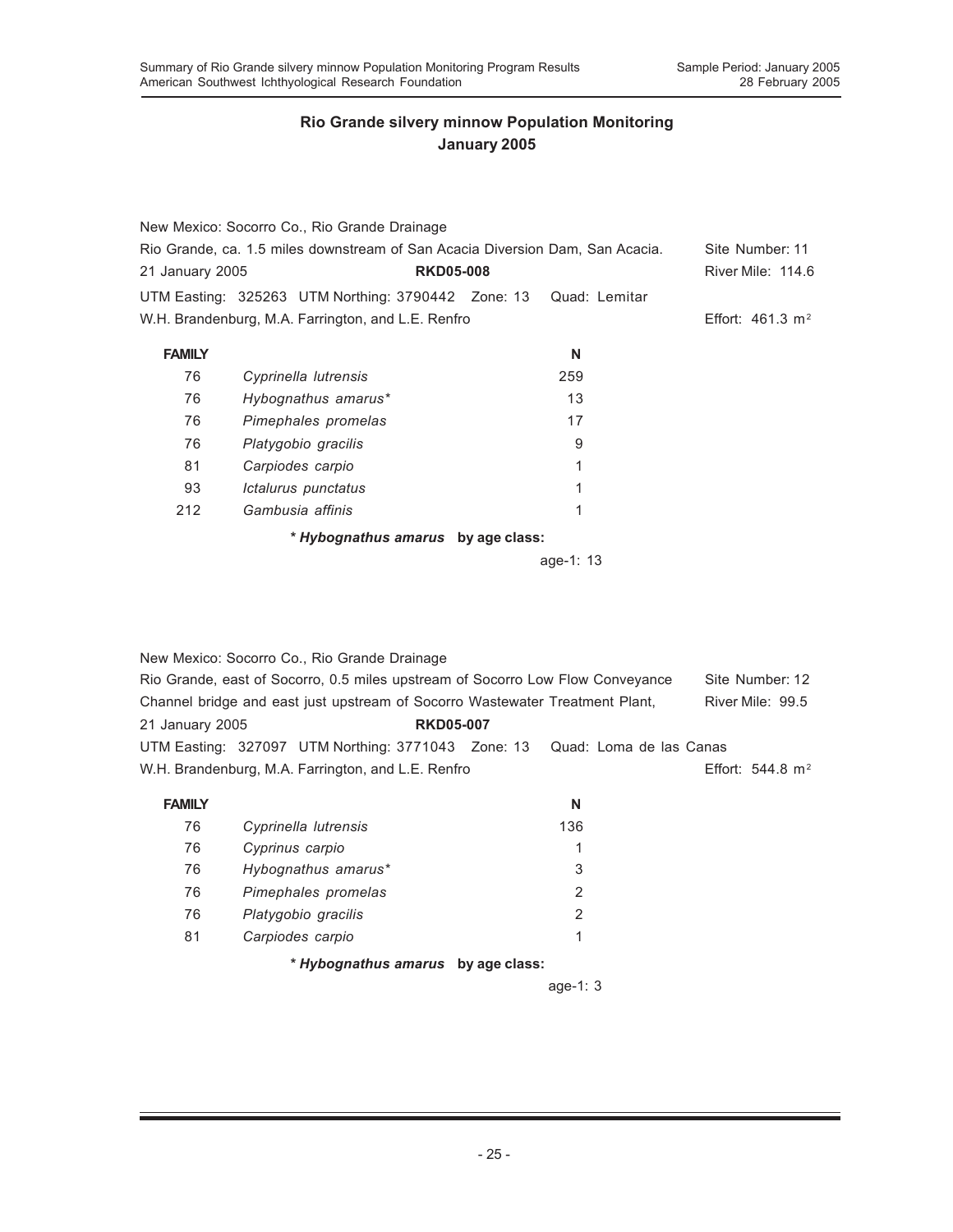## Rio Grande silvery minnow Population Monitoring
## January 2005

New Mexico: Socorro Co., Rio Grande Drainage
Rio Grande, ca. 1.5 miles downstream of San Acacia Diversion Dam, San Acacia. Site Number: 11
21 January 2005 **RKD05-008** River Mile: 114.6
UTM Easting: 325263 UTM Northing: 3790442 Zone: 13 Quad: Lemitar
W.H. Brandenburg, M.A. Farrington, and L.E. Renfro Effort: 461.3 $m^2$

| FAMILY | | N |
|---|---|---|
| 76 | *Cyprinella lutrensis* | 259 |
| 76 | *Hybognathus amarus** | 13 |
| 76 | *Pimephales promelas* | 17 |
| 76 | *Platygobio gracilis* | 9 |
| 81 | *Carpiodes carpio* | 1 |
| 93 | *Ictalurus punctatus* | 1 |
| 212 | *Gambusia affinis* | 1 |

**\* *Hybognathus amarus* by age class:**

age-1: 13

New Mexico: Socorro Co., Rio Grande Drainage
Rio Grande, east of Socorro, 0.5 miles upstream of Socorro Low Flow Conveyance Channel bridge and east just upstream of Socorro Wastewater Treatment Plant, Site Number: 12
River Mile: 99.5
21 January 2005 **RKD05-007**
UTM Easting: 327097 UTM Northing: 3771043 Zone: 13 Quad: Loma de las Canas
W.H. Brandenburg, M.A. Farrington, and L.E. Renfro Effort: 544.8 $m^2$

| FAMILY | | N |
|---|---|---|
| 76 | *Cyprinella lutrensis* | 136 |
| 76 | *Cyprinus carpio* | 1 |
| 76 | *Hybognathus amarus** | 3 |
| 76 | *Pimephales promelas* | 2 |
| 76 | *Platygobio gracilis* | 2 |
| 81 | *Carpiodes carpio* | 1 |

**\* *Hybognathus amarus* by age class:**

age-1: 3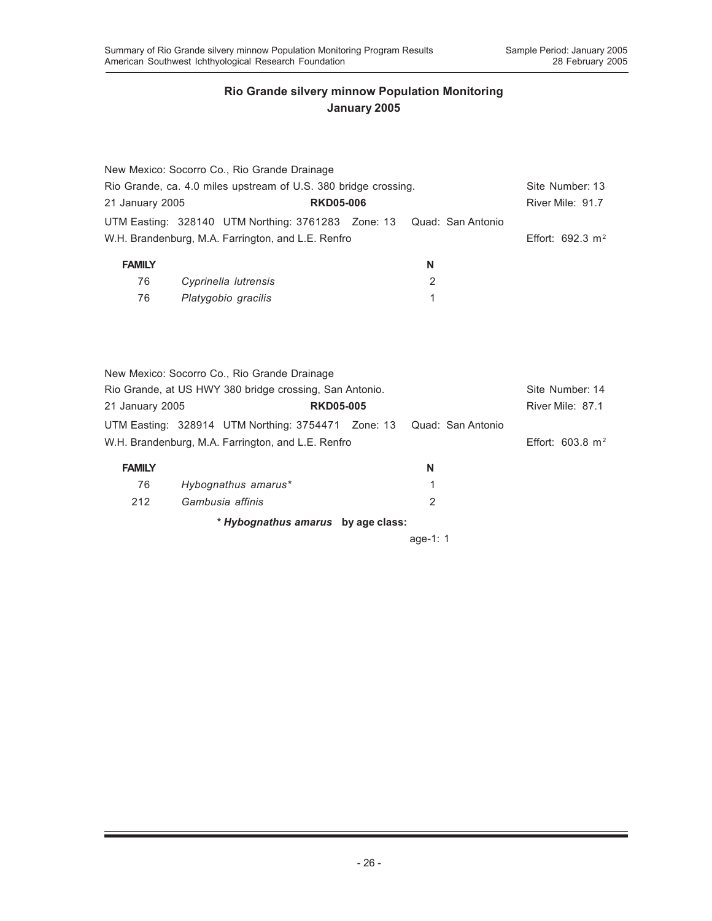## Rio Grande silvery minnow Population Monitoring
## January 2005

New Mexico: Socorro Co., Rio Grande Drainage
Rio Grande, ca. 4.0 miles upstream of U.S. 380 bridge crossing. Site Number: 13
21 January 2005 **RKD05-006** River Mile: 91.7
UTM Easting: 328140 UTM Northing: 3761283 Zone: 13 Quad: San Antonio
W.H. Brandenburg, M.A. Farrington, and L.E. Renfro Effort: 692.3 m$^2$

| FAMILY | | N |
|---|---|---|
| 76 | *Cyprinella lutrensis* | 2 |
| 76 | *Platygobio gracilis* | 1 |

New Mexico: Socorro Co., Rio Grande Drainage
Rio Grande, at US HWY 380 bridge crossing, San Antonio. Site Number: 14
21 January 2005 **RKD05-005** River Mile: 87.1
UTM Easting: 328914 UTM Northing: 3754471 Zone: 13 Quad: San Antonio
W.H. Brandenburg, M.A. Farrington, and L.E. Renfro Effort: 603.8 m$^2$

| FAMILY | | N |
|---|---|---|
| 76 | *Hybognathus amarus** | 1 |
| 212 | *Gambusia affinis* | 2 |

**\* *Hybognathus amarus* by age class:**

age-1: 1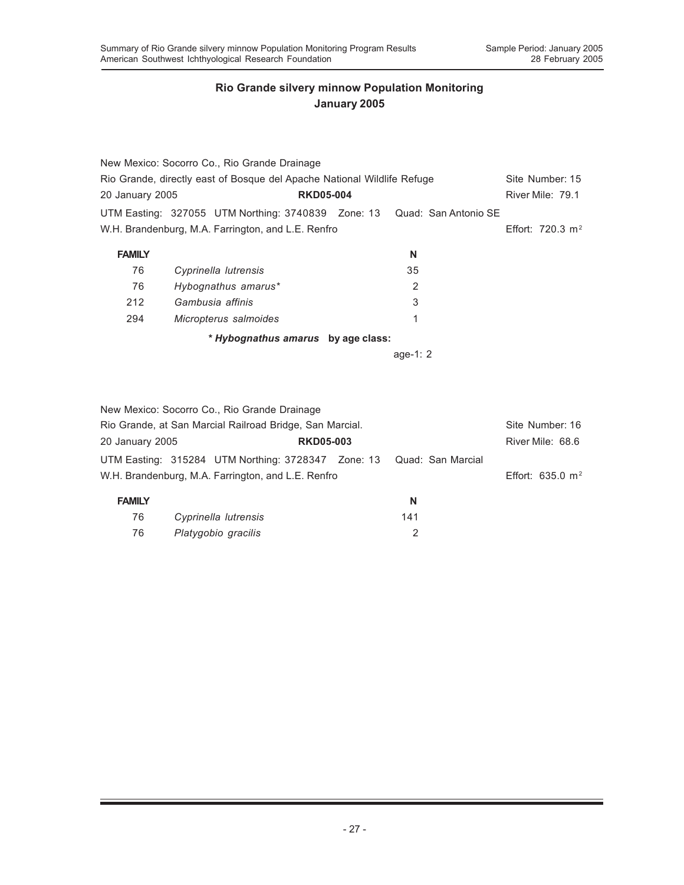## Rio Grande silvery minnow Population Monitoring
## January 2005

New Mexico: Socorro Co., Rio Grande Drainage
Rio Grande, directly east of Bosque del Apache National Wildlife Refuge — Site Number: 15
20 January 2005 — **RKD05-004** — River Mile: 79.1
UTM Easting: 327055 UTM Northing: 3740839 Zone: 13 Quad: San Antonio SE
W.H. Brandenburg, M.A. Farrington, and L.E. Renfro — Effort: 720.3 $m^2$

| FAMILY | | N |
|---|---|---|
| 76 | *Cyprinella lutrensis* | 35 |
| 76 | *Hybognathus amarus** | 2 |
| 212 | *Gambusia affinis* | 3 |
| 294 | *Micropterus salmoides* | 1 |

**\* *Hybognathus amarus* by age class:**

age-1: 2

New Mexico: Socorro Co., Rio Grande Drainage
Rio Grande, at San Marcial Railroad Bridge, San Marcial. — Site Number: 16
20 January 2005 — **RKD05-003** — River Mile: 68.6
UTM Easting: 315284 UTM Northing: 3728347 Zone: 13 Quad: San Marcial
W.H. Brandenburg, M.A. Farrington, and L.E. Renfro — Effort: 635.0 $m^2$

| FAMILY | | N |
|---|---|---|
| 76 | *Cyprinella lutrensis* | 141 |
| 76 | *Platygobio gracilis* | 2 |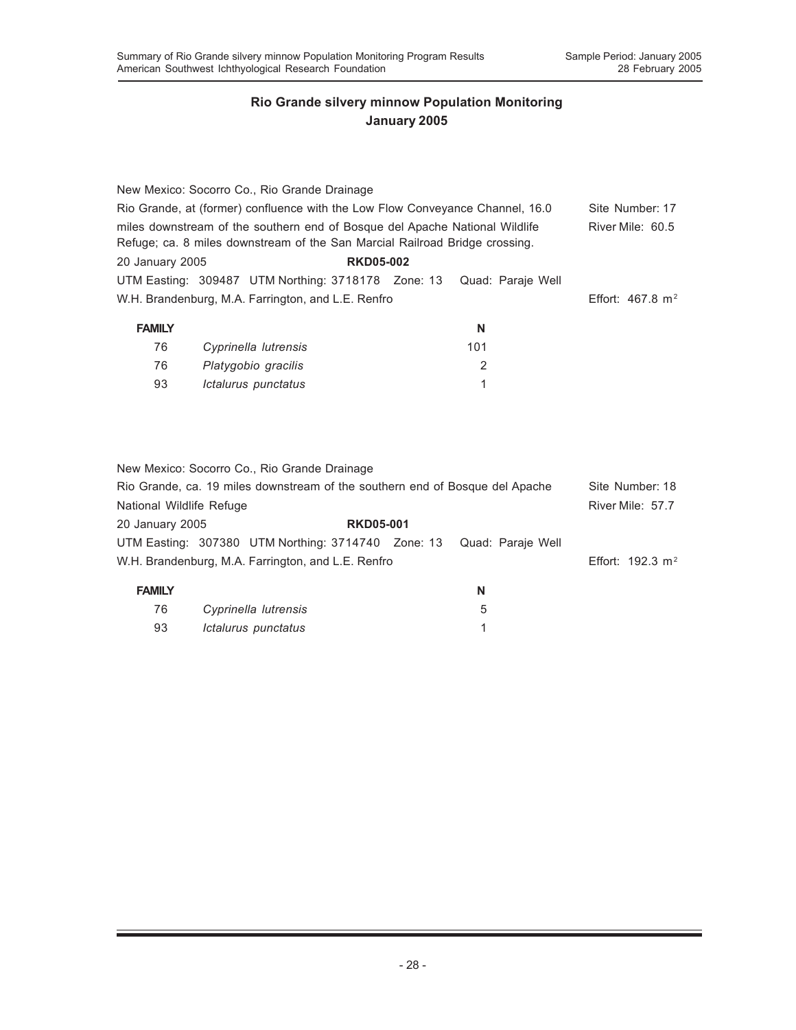## Rio Grande silvery minnow Population Monitoring
## January 2005

New Mexico: Socorro Co., Rio Grande Drainage

Rio Grande, at (former) confluence with the Low Flow Conveyance Channel, 16.0 miles downstream of the southern end of Bosque del Apache National Wildlife Refuge; ca. 8 miles downstream of the San Marcial Railroad Bridge crossing.

Site Number: 17
River Mile: 60.5

20 January 2005 **RKD05-002**

UTM Easting: 309487 UTM Northing: 3718178 Zone: 13 Quad: Paraje Well

W.H. Brandenburg, M.A. Farrington, and L.E. Renfro

Effort: 467.8 $m^2$

| **FAMILY** | | **N** |
|---|---|---|
| 76 | *Cyprinella lutrensis* | 101 |
| 76 | *Platygobio gracilis* | 2 |
| 93 | *Ictalurus punctatus* | 1 |

New Mexico: Socorro Co., Rio Grande Drainage

Rio Grande, ca. 19 miles downstream of the southern end of Bosque del Apache National Wildlife Refuge

Site Number: 18
River Mile: 57.7

20 January 2005 **RKD05-001**

UTM Easting: 307380 UTM Northing: 3714740 Zone: 13 Quad: Paraje Well

W.H. Brandenburg, M.A. Farrington, and L.E. Renfro

Effort: 192.3 $m^2$

| **FAMILY** | | **N** |
|---|---|---|
| 76 | *Cyprinella lutrensis* | 5 |
| 93 | *Ictalurus punctatus* | 1 |